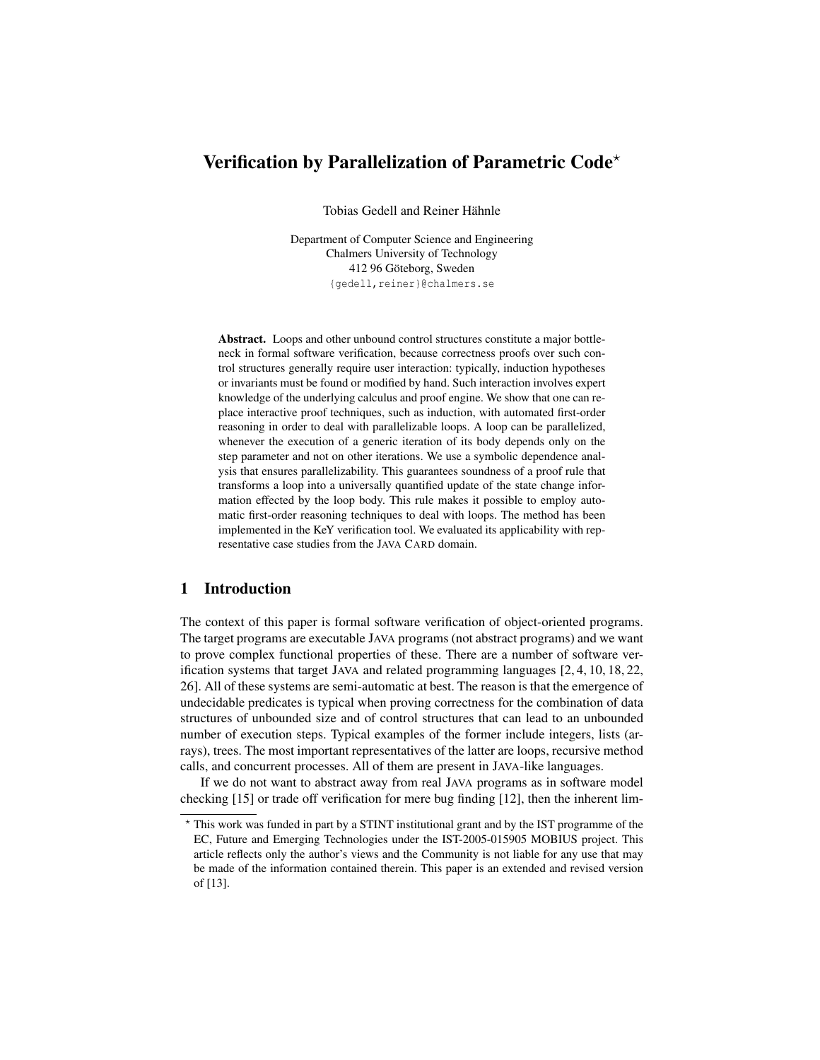# Verification by Parallelization of Parametric Code*

Tobias Gedell and Reiner Hähnle

Department of Computer Science and Engineering
Chalmers University of Technology
412 96 Göteborg, Sweden
{gedell,reiner}@chalmers.se

**Abstract.** Loops and other unbound control structures constitute a major bottleneck in formal software verification, because correctness proofs over such control structures generally require user interaction: typically, induction hypotheses or invariants must be found or modified by hand. Such interaction involves expert knowledge of the underlying calculus and proof engine. We show that one can replace interactive proof techniques, such as induction, with automated first-order reasoning in order to deal with parallelizable loops. A loop can be parallelized, whenever the execution of a generic iteration of its body depends only on the step parameter and not on other iterations. We use a symbolic dependence analysis that ensures parallelizability. This guarantees soundness of a proof rule that transforms a loop into a universally quantified update of the state change information effected by the loop body. This rule makes it possible to employ automatic first-order reasoning techniques to deal with loops. The method has been implemented in the KeY verification tool. We evaluated its applicability with representative case studies from the JAVA CARD domain.

## 1 Introduction

The context of this paper is formal software verification of object-oriented programs. The target programs are executable JAVA programs (not abstract programs) and we want to prove complex functional properties of these. There are a number of software verification systems that target JAVA and related programming languages [2, 4, 10, 18, 22, 26]. All of these systems are semi-automatic at best. The reason is that the emergence of undecidable predicates is typical when proving correctness for the combination of data structures of unbounded size and of control structures that can lead to an unbounded number of execution steps. Typical examples of the former include integers, lists (arrays), trees. The most important representatives of the latter are loops, recursive method calls, and concurrent processes. All of them are present in JAVA-like languages.

If we do not want to abstract away from real JAVA programs as in software model checking [15] or trade off verification for mere bug finding [12], then the inherent lim-

* This work was funded in part by a STINT institutional grant and by the IST programme of the EC, Future and Emerging Technologies under the IST-2005-015905 MOBIUS project. This article reflects only the author's views and the Community is not liable for any use that may be made of the information contained therein. This paper is an extended and revised version of [13].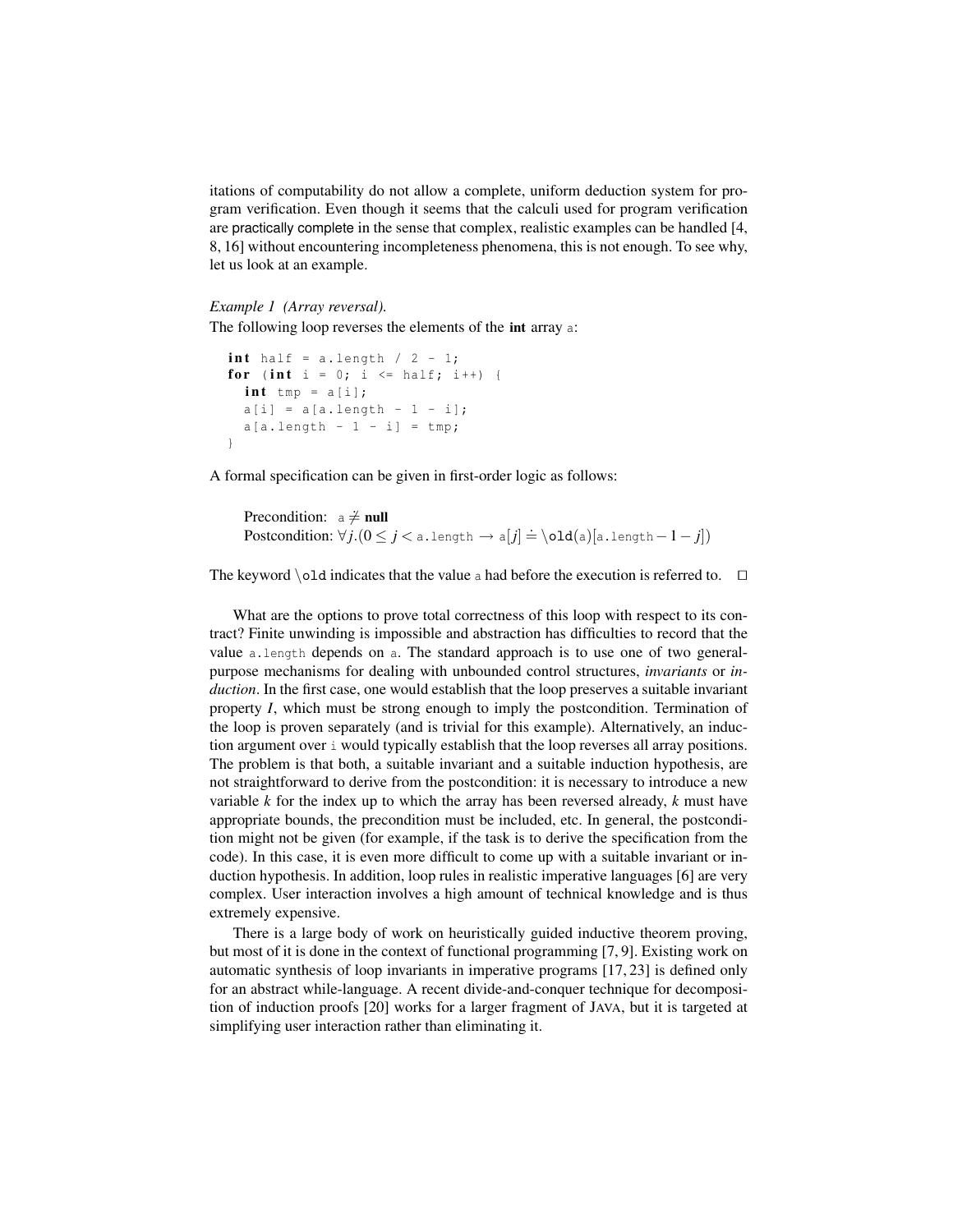itations of computability do not allow a complete, uniform deduction system for program verification. Even though it seems that the calculi used for program verification are practically complete in the sense that complex, realistic examples can be handled [4, 8, 16] without encountering incompleteness phenomena, this is not enough. To see why, let us look at an example.

*Example 1 (Array reversal).*
The following loop reverses the elements of the **int** array a:

```
int half = a.length / 2 - 1;
for (int i = 0; i <= half; i++) {
  int tmp = a[i];
  a[i] = a[a.length - 1 - i];
  a[a.length - 1 - i] = tmp;
}
```

A formal specification can be given in first-order logic as follows:

Precondition: $\texttt{a} \not\doteq \textbf{null}$
Postcondition: $\forall j.(0 \leq j < \texttt{a.length} \rightarrow \texttt{a}[j] \doteq \backslash\texttt{old}(\texttt{a})[\texttt{a.length} - 1 - j])$

The keyword \old indicates that the value a had before the execution is referred to. □

What are the options to prove total correctness of this loop with respect to its contract? Finite unwinding is impossible and abstraction has difficulties to record that the value a.length depends on a. The standard approach is to use one of two general-purpose mechanisms for dealing with unbounded control structures, *invariants* or *induction*. In the first case, one would establish that the loop preserves a suitable invariant property $I$, which must be strong enough to imply the postcondition. Termination of the loop is proven separately (and is trivial for this example). Alternatively, an induction argument over i would typically establish that the loop reverses all array positions. The problem is that both, a suitable invariant and a suitable induction hypothesis, are not straightforward to derive from the postcondition: it is necessary to introduce a new variable $k$ for the index up to which the array has been reversed already, $k$ must have appropriate bounds, the precondition must be included, etc. In general, the postcondition might not be given (for example, if the task is to derive the specification from the code). In this case, it is even more difficult to come up with a suitable invariant or induction hypothesis. In addition, loop rules in realistic imperative languages [6] are very complex. User interaction involves a high amount of technical knowledge and is thus extremely expensive.

There is a large body of work on heuristically guided inductive theorem proving, but most of it is done in the context of functional programming [7, 9]. Existing work on automatic synthesis of loop invariants in imperative programs [17, 23] is defined only for an abstract while-language. A recent divide-and-conquer technique for decomposition of induction proofs [20] works for a larger fragment of JAVA, but it is targeted at simplifying user interaction rather than eliminating it.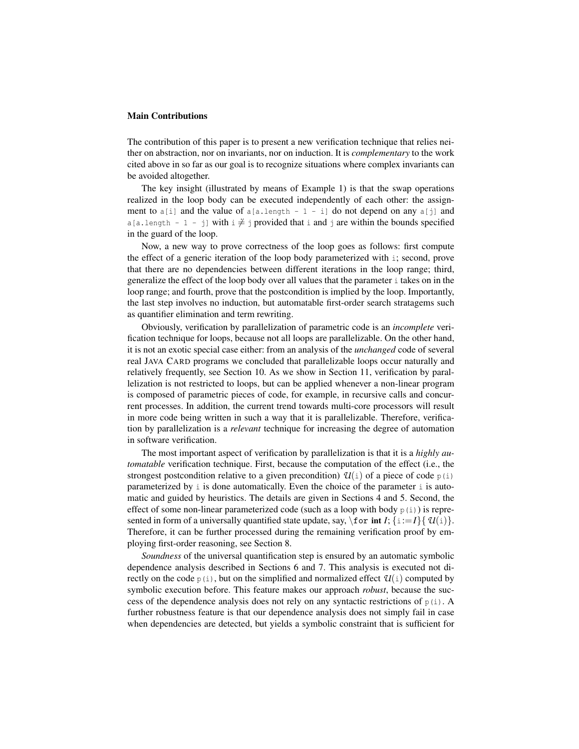### Main Contributions

The contribution of this paper is to present a new verification technique that relies neither on abstraction, nor on invariants, nor on induction. It is *complementary* to the work cited above in so far as our goal is to recognize situations where complex invariants can be avoided altogether.

The key insight (illustrated by means of Example 1) is that the swap operations realized in the loop body can be executed independently of each other: the assignment to `a[i]` and the value of `a[a.length - 1 - i]` do not depend on any `a[j]` and `a[a.length - 1 - j]` with $\mathtt{i} \neq \mathtt{j}$ provided that `i` and `j` are within the bounds specified in the guard of the loop.

Now, a new way to prove correctness of the loop goes as follows: first compute the effect of a generic iteration of the loop body parameterized with `i`; second, prove that there are no dependencies between different iterations in the loop range; third, generalize the effect of the loop body over all values that the parameter `i` takes on in the loop range; and fourth, prove that the postcondition is implied by the loop. Importantly, the last step involves no induction, but automatable first-order search stratagems such as quantifier elimination and term rewriting.

Obviously, verification by parallelization of parametric code is an *incomplete* verification technique for loops, because not all loops are parallelizable. On the other hand, it is not an exotic special case either: from an analysis of the *unchanged* code of several real JAVA CARD programs we concluded that parallelizable loops occur naturally and relatively frequently, see Section 10. As we show in Section 11, verification by parallelization is not restricted to loops, but can be applied whenever a non-linear program is composed of parametric pieces of code, for example, in recursive calls and concurrent processes. In addition, the current trend towards multi-core processors will result in more code being written in such a way that it is parallelizable. Therefore, verification by parallelization is a *relevant* technique for increasing the degree of automation in software verification.

The most important aspect of verification by parallelization is that it is a *highly automatable* verification technique. First, because the computation of the effect (i.e., the strongest postcondition relative to a given precondition) $\mathcal{U}(\mathtt{i})$ of a piece of code `p(i)` parameterized by `i` is done automatically. Even the choice of the parameter `i` is automatic and guided by heuristics. The details are given in Sections 4 and 5. Second, the effect of some non-linear parameterized code (such as a loop with body `p(i)`) is represented in form of a universally quantified state update, say, $\backslash\mathtt{for}\ \mathbf{int}\ I; \{\mathtt{i}{:=}I\}\{\ \mathcal{U}(\mathtt{i})\}$. Therefore, it can be further processed during the remaining verification proof by employing first-order reasoning, see Section 8.

*Soundness* of the universal quantification step is ensured by an automatic symbolic dependence analysis described in Sections 6 and 7. This analysis is executed not directly on the code `p(i)`, but on the simplified and normalized effect $\mathcal{U}(\mathtt{i})$ computed by symbolic execution before. This feature makes our approach *robust*, because the success of the dependence analysis does not rely on any syntactic restrictions of `p(i)`. A further robustness feature is that our dependence analysis does not simply fail in case when dependencies are detected, but yields a symbolic constraint that is sufficient for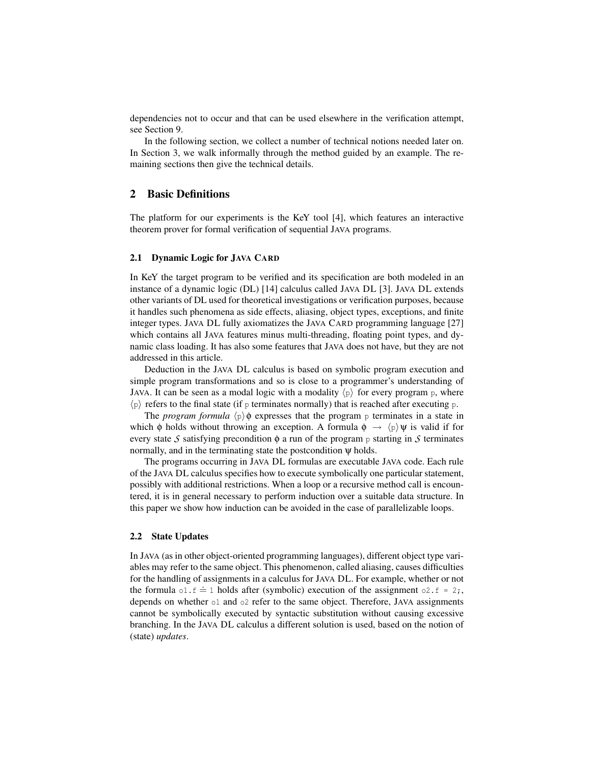dependencies not to occur and that can be used elsewhere in the verification attempt, see Section 9.

In the following section, we collect a number of technical notions needed later on. In Section 3, we walk informally through the method guided by an example. The remaining sections then give the technical details.

## 2 Basic Definitions

The platform for our experiments is the KeY tool [4], which features an interactive theorem prover for formal verification of sequential JAVA programs.

### 2.1 Dynamic Logic for JAVA CARD

In KeY the target program to be verified and its specification are both modeled in an instance of a dynamic logic (DL) [14] calculus called JAVA DL [3]. JAVA DL extends other variants of DL used for theoretical investigations or verification purposes, because it handles such phenomena as side effects, aliasing, object types, exceptions, and finite integer types. JAVA DL fully axiomatizes the JAVA CARD programming language [27] which contains all JAVA features minus multi-threading, floating point types, and dynamic class loading. It has also some features that JAVA does not have, but they are not addressed in this article.

Deduction in the JAVA DL calculus is based on symbolic program execution and simple program transformations and so is close to a programmer's understanding of JAVA. It can be seen as a modal logic with a modality $\langle \mathtt{p} \rangle$ for every program `p`, where $\langle \mathtt{p} \rangle$ refers to the final state (if `p` terminates normally) that is reached after executing `p`.

The *program formula* $\langle \mathtt{p} \rangle \phi$ expresses that the program `p` terminates in a state in which $\phi$ holds without throwing an exception. A formula $\phi \rightarrow \langle \mathtt{p} \rangle \psi$ is valid if for every state $\mathcal{S}$ satisfying precondition $\phi$ a run of the program `p` starting in $\mathcal{S}$ terminates normally, and in the terminating state the postcondition $\psi$ holds.

The programs occurring in JAVA DL formulas are executable JAVA code. Each rule of the JAVA DL calculus specifies how to execute symbolically one particular statement, possibly with additional restrictions. When a loop or a recursive method call is encountered, it is in general necessary to perform induction over a suitable data structure. In this paper we show how induction can be avoided in the case of parallelizable loops.

### 2.2 State Updates

In JAVA (as in other object-oriented programming languages), different object type variables may refer to the same object. This phenomenon, called aliasing, causes difficulties for the handling of assignments in a calculus for JAVA DL. For example, whether or not the formula $\mathtt{o1.f} \doteq \mathtt{1}$ holds after (symbolic) execution of the assignment `o2.f = 2;`, depends on whether `o1` and `o2` refer to the same object. Therefore, JAVA assignments cannot be symbolically executed by syntactic substitution without causing excessive branching. In the JAVA DL calculus a different solution is used, based on the notion of (state) *updates*.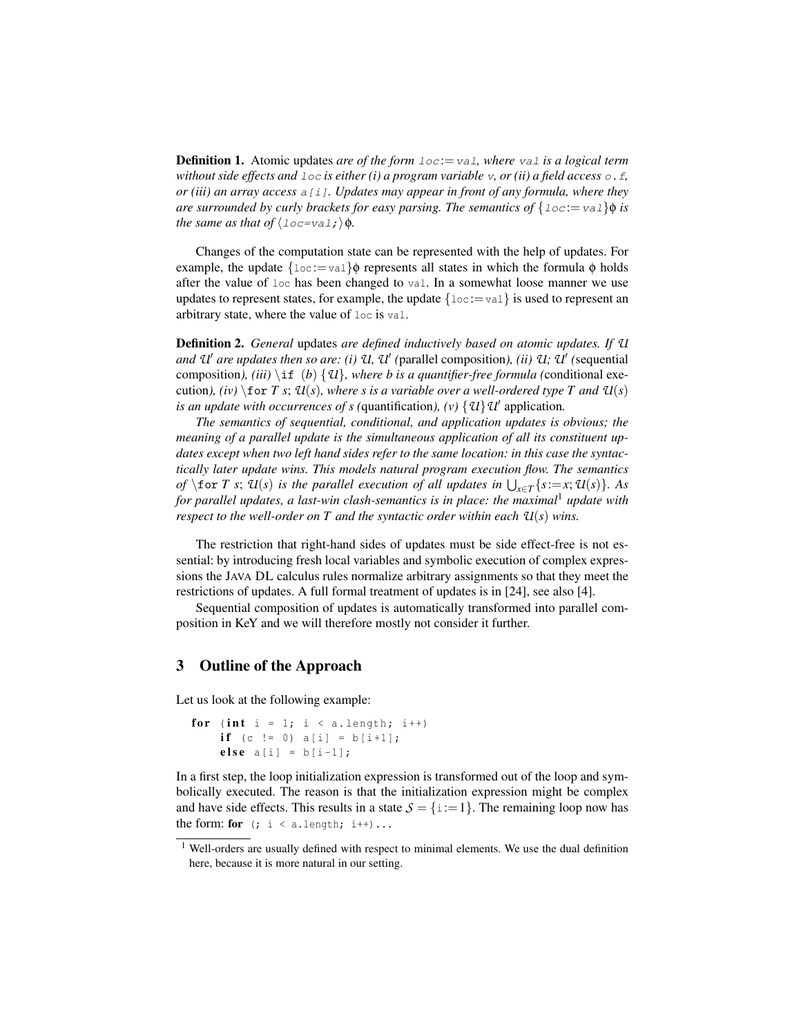**Definition 1.** Atomic updates *are of the form* `loc` $:=$ `val`*, where* `val` *is a logical term without side effects and* `loc` *is either (i) a program variable* `v`*, or (ii) a field access* `o.f`*, or (iii) an array access* `a[i]`*. Updates may appear in front of any formula, where they are surrounded by curly brackets for easy parsing. The semantics of* $\{$`loc`$:=$`val`$\}\phi$ *is the same as that of* $\langle$`loc=val;`$\rangle\,\phi$*.*

Changes of the computation state can be represented with the help of updates. For example, the update $\{$`loc`$:=$`val`$\}\phi$ represents all states in which the formula $\phi$ holds after the value of `loc` has been changed to `val`. In a somewhat loose manner we use updates to represent states, for example, the update $\{$`loc`$:=$`val`$\}$ is used to represent an arbitrary state, where the value of `loc` is `val`.

**Definition 2.** *General* updates *are defined inductively based on atomic updates. If* $\mathcal{U}$ *and* $\mathcal{U}'$ *are updates then so are: (i)* $\mathcal{U}$, $\mathcal{U}'$ *(*parallel composition*), (ii)* $\mathcal{U}$; $\mathcal{U}'$ *(*sequential composition*), (iii)* `\if` $(b)\ \{\mathcal{U}\}$*, where b is a quantifier-free formula (*conditional execution*), (iv)* `\for` $T\ s$; $\mathcal{U}(s)$*, where s is a variable over a well-ordered type T and* $\mathcal{U}(s)$ *is an update with occurrences of s (*quantification*), (v)* $\{\mathcal{U}\}\mathcal{U}'$ application*.*

*The semantics of sequential, conditional, and application updates is obvious; the meaning of a parallel update is the simultaneous application of all its constituent updates except when two left hand sides refer to the same location: in this case the syntactically later update wins. This models natural program execution flow. The semantics of* `\for` $T\ s$; $\mathcal{U}(s)$ *is the parallel execution of all updates in* $\bigcup_{x\in T}\{s:=x;\mathcal{U}(s)\}$*. As for parallel updates, a last-win clash-semantics is in place: the maximal*[1] *update with respect to the well-order on T and the syntactic order within each* $\mathcal{U}(s)$ *wins.*

The restriction that right-hand sides of updates must be side effect-free is not essential: by introducing fresh local variables and symbolic execution of complex expressions the JAVA DL calculus rules normalize arbitrary assignments so that they meet the restrictions of updates. A full formal treatment of updates is in [24], see also [4].

Sequential composition of updates is automatically transformed into parallel composition in KeY and we will therefore mostly not consider it further.

## 3 Outline of the Approach

Let us look at the following example:

```
for (int i = 1; i < a.length; i++)
    if (c != 0) a[i] = b[i+1];
    else a[i] = b[i-1];
```

In a first step, the loop initialization expression is transformed out of the loop and symbolically executed. The reason is that the initialization expression might be complex and have side effects. This results in a state $\mathcal{S} = \{$`i`$:=1\}$. The remaining loop now has the form: **for** `(; i < a.length; i++)...`

[1] Well-orders are usually defined with respect to minimal elements. We use the dual definition here, because it is more natural in our setting.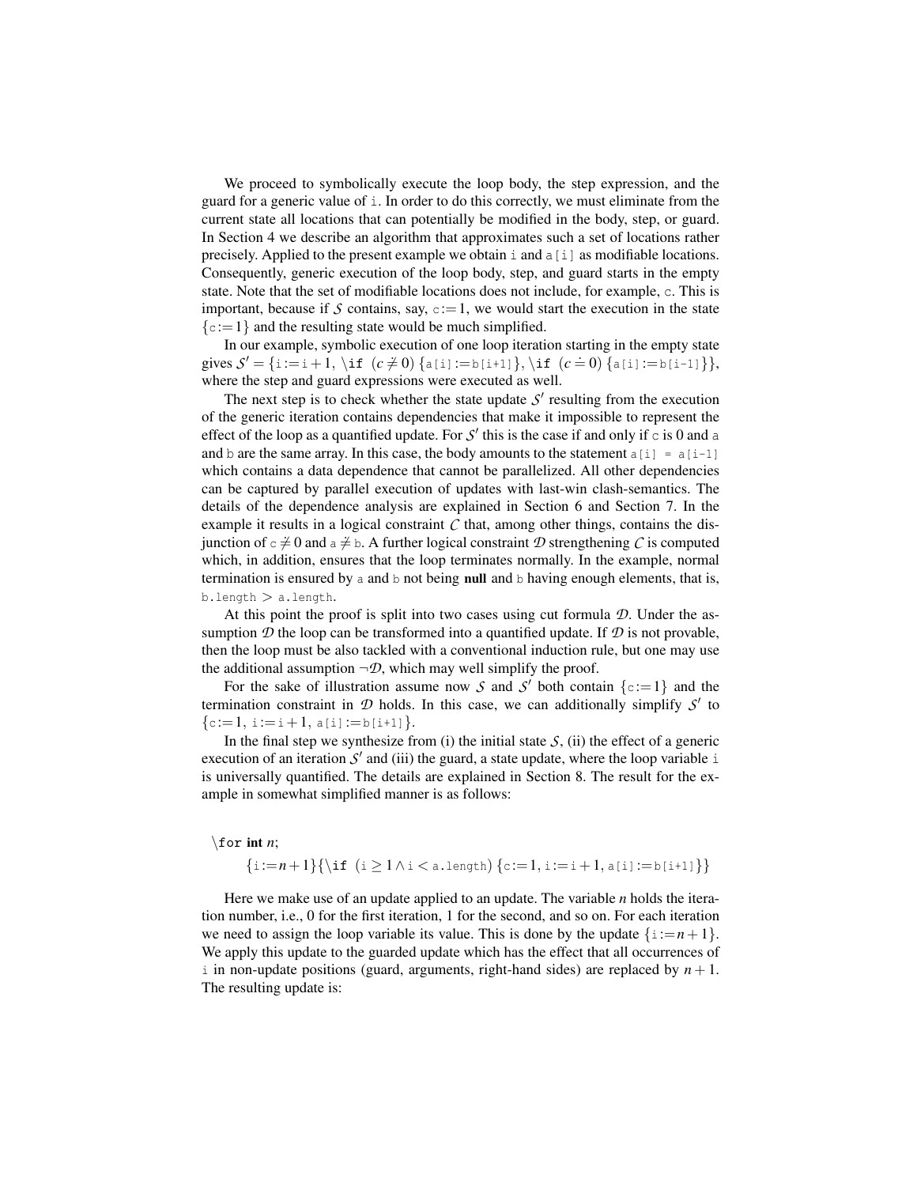We proceed to symbolically execute the loop body, the step expression, and the guard for a generic value of `i`. In order to do this correctly, we must eliminate from the current state all locations that can potentially be modified in the body, step, or guard. In Section 4 we describe an algorithm that approximates such a set of locations rather precisely. Applied to the present example we obtain `i` and `a[i]` as modifiable locations. Consequently, generic execution of the loop body, step, and guard starts in the empty state. Note that the set of modifiable locations does not include, for example, `c`. This is important, because if $\mathcal{S}$ contains, say, $\texttt{c} := 1$, we would start the execution in the state $\{\texttt{c} := 1\}$ and the resulting state would be much simplified.

In our example, symbolic execution of one loop iteration starting in the empty state gives $\mathcal{S}' = \{\texttt{i} := \texttt{i} + 1,\ \backslash\texttt{if}\ (c \neq 0)\ \{\texttt{a[i]} := \texttt{b[i+1]}\},\ \backslash\texttt{if}\ (c \doteq 0)\ \{\texttt{a[i]} := \texttt{b[i-1]}\}\}$, where the step and guard expressions were executed as well.

The next step is to check whether the state update $\mathcal{S}'$ resulting from the execution of the generic iteration contains dependencies that make it impossible to represent the effect of the loop as a quantified update. For $\mathcal{S}'$ this is the case if and only if `c` is 0 and `a` and `b` are the same array. In this case, the body amounts to the statement `a[i] = a[i-1]` which contains a data dependence that cannot be parallelized. All other dependencies can be captured by parallel execution of updates with last-win clash-semantics. The details of the dependence analysis are explained in Section 6 and Section 7. In the example it results in a logical constraint $\mathcal{C}$ that, among other things, contains the disjunction of $\texttt{c} \not\doteq 0$ and $\texttt{a} \not\doteq \texttt{b}$. A further logical constraint $\mathcal{D}$ strengthening $\mathcal{C}$ is computed which, in addition, ensures that the loop terminates normally. In the example, normal termination is ensured by `a` and `b` not being **null** and `b` having enough elements, that is, $\texttt{b.length} > \texttt{a.length}$.

At this point the proof is split into two cases using cut formula $\mathcal{D}$. Under the assumption $\mathcal{D}$ the loop can be transformed into a quantified update. If $\mathcal{D}$ is not provable, then the loop must be also tackled with a conventional induction rule, but one may use the additional assumption $\neg\mathcal{D}$, which may well simplify the proof.

For the sake of illustration assume now $\mathcal{S}$ and $\mathcal{S}'$ both contain $\{\texttt{c} := 1\}$ and the termination constraint in $\mathcal{D}$ holds. In this case, we can additionally simplify $\mathcal{S}'$ to $\{\texttt{c} := 1,\ \texttt{i} := \texttt{i} + 1,\ \texttt{a[i]} := \texttt{b[i+1]}\}$.

In the final step we synthesize from (i) the initial state $\mathcal{S}$, (ii) the effect of a generic execution of an iteration $\mathcal{S}'$ and (iii) the guard, a state update, where the loop variable `i` is universally quantified. The details are explained in Section 8. The result for the example in somewhat simplified manner is as follows:

$$\backslash\texttt{for}\ \textbf{int}\ n;$$
$$\{\texttt{i} := n + 1\}\{\backslash\texttt{if}\ (\texttt{i} \geq 1 \wedge \texttt{i} < \texttt{a.length})\ \{\texttt{c} := 1,\ \texttt{i} := \texttt{i} + 1,\ \texttt{a[i]} := \texttt{b[i+1]}\}\}$$

Here we make use of an update applied to an update. The variable $n$ holds the iteration number, i.e., 0 for the first iteration, 1 for the second, and so on. For each iteration we need to assign the loop variable its value. This is done by the update $\{\texttt{i} := n + 1\}$. We apply this update to the guarded update which has the effect that all occurrences of `i` in non-update positions (guard, arguments, right-hand sides) are replaced by $n + 1$. The resulting update is: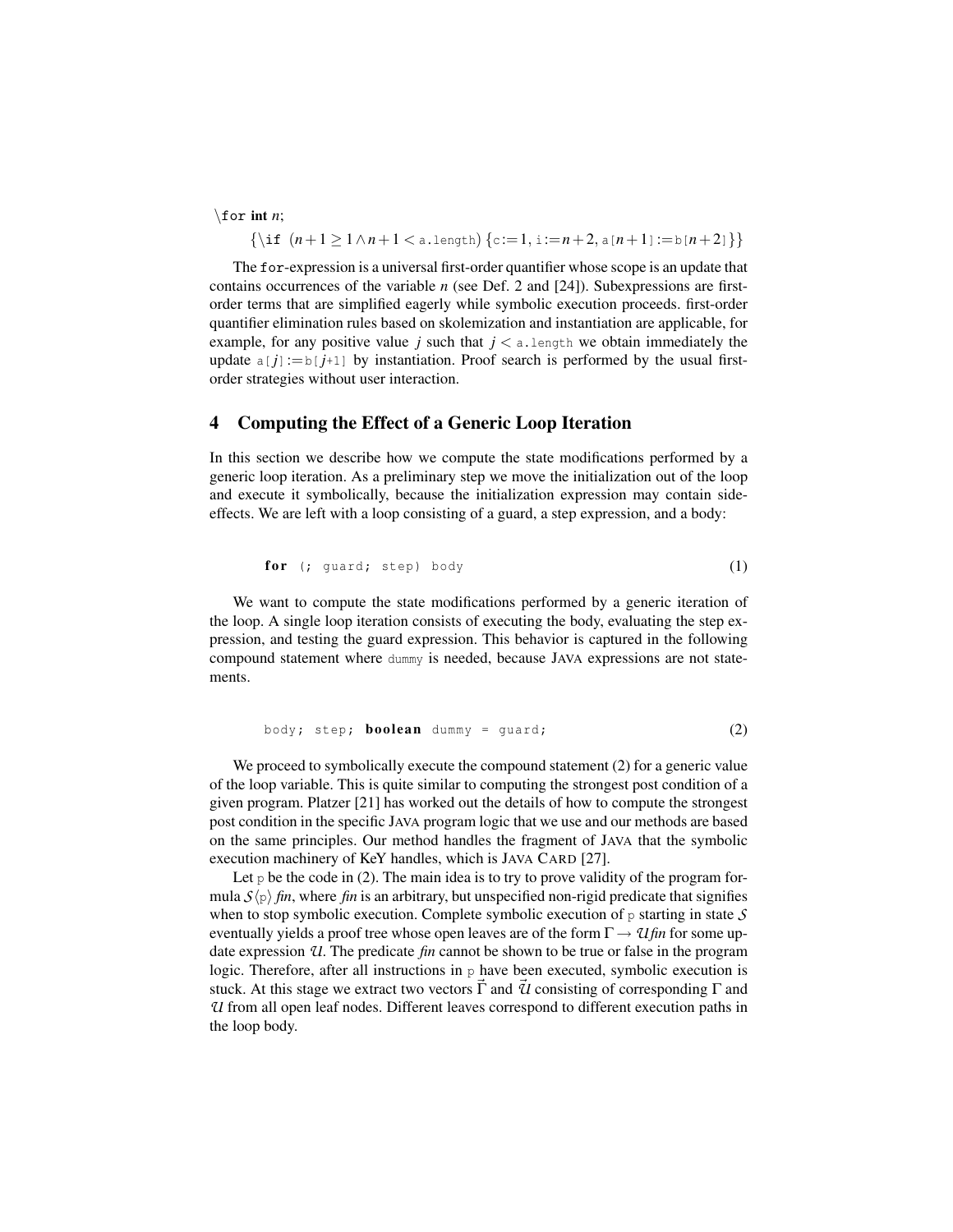$\backslash$for **int** $n$;

$$\{\backslash\text{if } (n+1 \geq 1 \wedge n+1 < \texttt{a.length})\, \{\texttt{c} := 1, \texttt{i} := n+2, \texttt{a}[n+1] := \texttt{b}[n+2]\}\}$$

The `for`-expression is a universal first-order quantifier whose scope is an update that contains occurrences of the variable $n$ (see Def. 2 and [24]). Subexpressions are first-order terms that are simplified eagerly while symbolic execution proceeds. first-order quantifier elimination rules based on skolemization and instantiation are applicable, for example, for any positive value $j$ such that $j <$ `a.length` we obtain immediately the update `a[`$j$`]:=b[`$j$`+1]` by instantiation. Proof search is performed by the usual first-order strategies without user interaction.

## 4 Computing the Effect of a Generic Loop Iteration

In this section we describe how we compute the state modifications performed by a generic loop iteration. As a preliminary step we move the initialization out of the loop and execute it symbolically, because the initialization expression may contain side-effects. We are left with a loop consisting of a guard, a step expression, and a body:

```
for (; guard; step) body                                    (1)
```

We want to compute the state modifications performed by a generic iteration of the loop. A single loop iteration consists of executing the body, evaluating the step expression, and testing the guard expression. This behavior is captured in the following compound statement where `dummy` is needed, because JAVA expressions are not statements.

```
body; step; boolean dummy = guard;                          (2)
```

We proceed to symbolically execute the compound statement (2) for a generic value of the loop variable. This is quite similar to computing the strongest post condition of a given program. Platzer [21] has worked out the details of how to compute the strongest post condition in the specific JAVA program logic that we use and our methods are based on the same principles. Our method handles the fragment of JAVA that the symbolic execution machinery of KeY handles, which is JAVA CARD [27].

Let `p` be the code in (2). The main idea is to try to prove validity of the program formula $\mathcal{S}\langle \texttt{p}\rangle$ *fin*, where *fin* is an arbitrary, but unspecified non-rigid predicate that signifies when to stop symbolic execution. Complete symbolic execution of `p` starting in state $\mathcal{S}$ eventually yields a proof tree whose open leaves are of the form $\Gamma \rightarrow \mathcal{U}$*fin* for some update expression $\mathcal{U}$. The predicate *fin* cannot be shown to be true or false in the program logic. Therefore, after all instructions in `p` have been executed, symbolic execution is stuck. At this stage we extract two vectors $\vec{\Gamma}$ and $\vec{\mathcal{U}}$ consisting of corresponding $\Gamma$ and $\mathcal{U}$ from all open leaf nodes. Different leaves correspond to different execution paths in the loop body.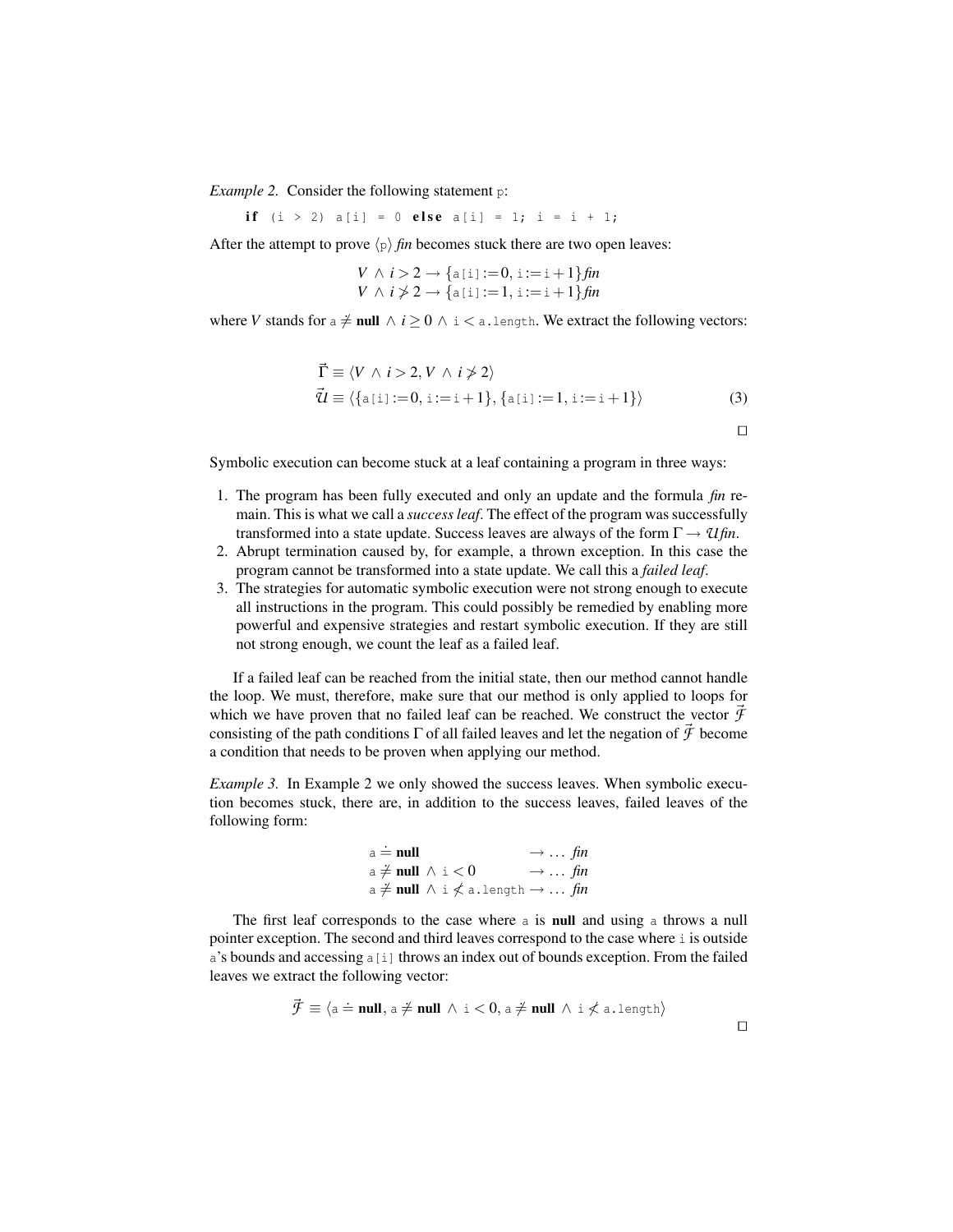*Example 2.* Consider the following statement `p`:

```
if (i > 2) a[i] = 0 else a[i] = 1; i = i + 1;
```

After the attempt to prove $\langle \texttt{p} \rangle\, \mathit{fin}$ becomes stuck there are two open leaves:

$$V \wedge i > 2 \rightarrow \{\texttt{a[i]}:=0, \texttt{i}:=\texttt{i}+1\}\mathit{fin}$$
$$V \wedge i \not> 2 \rightarrow \{\texttt{a[i]}:=1, \texttt{i}:=\texttt{i}+1\}\mathit{fin}$$

where $V$ stands for $\texttt{a} \neq \textbf{null} \wedge i \geq 0 \wedge \texttt{i} < \texttt{a.length}$. We extract the following vectors:

$$\vec{\Gamma} \equiv \langle V \wedge i > 2, V \wedge i \not> 2 \rangle$$
$$\vec{\mathcal{U}} \equiv \langle \{\texttt{a[i]}:=0, \texttt{i}:=\texttt{i}+1\}, \{\texttt{a[i]}:=1, \texttt{i}:=\texttt{i}+1\} \rangle \tag{3}$$

□

Symbolic execution can become stuck at a leaf containing a program in three ways:

1. The program has been fully executed and only an update and the formula *fin* remain. This is what we call a *success leaf*. The effect of the program was successfully transformed into a state update. Success leaves are always of the form $\Gamma \rightarrow \mathcal{U}\mathit{fin}$.
2. Abrupt termination caused by, for example, a thrown exception. In this case the program cannot be transformed into a state update. We call this a *failed leaf*.
3. The strategies for automatic symbolic execution were not strong enough to execute all instructions in the program. This could possibly be remedied by enabling more powerful and expensive strategies and restart symbolic execution. If they are still not strong enough, we count the leaf as a failed leaf.

If a failed leaf can be reached from the initial state, then our method cannot handle the loop. We must, therefore, make sure that our method is only applied to loops for which we have proven that no failed leaf can be reached. We construct the vector $\vec{\mathcal{F}}$ consisting of the path conditions $\Gamma$ of all failed leaves and let the negation of $\vec{\mathcal{F}}$ become a condition that needs to be proven when applying our method.

*Example 3.* In Example 2 we only showed the success leaves. When symbolic execution becomes stuck, there are, in addition to the success leaves, failed leaves of the following form:

$$\texttt{a} \doteq \textbf{null} \rightarrow \ldots\ \mathit{fin}$$
$$\texttt{a} \neq \textbf{null} \wedge \texttt{i} < 0 \rightarrow \ldots\ \mathit{fin}$$
$$\texttt{a} \neq \textbf{null} \wedge \texttt{i} \not< \texttt{a.length} \rightarrow \ldots\ \mathit{fin}$$

The first leaf corresponds to the case where `a` is **null** and using `a` throws a null pointer exception. The second and third leaves correspond to the case where `i` is outside `a`'s bounds and accessing `a[i]` throws an index out of bounds exception. From the failed leaves we extract the following vector:

$$\vec{\mathcal{F}} \equiv \langle \texttt{a} \doteq \textbf{null}, \texttt{a} \neq \textbf{null} \wedge \texttt{i} < 0, \texttt{a} \neq \textbf{null} \wedge \texttt{i} \not< \texttt{a.length} \rangle$$

□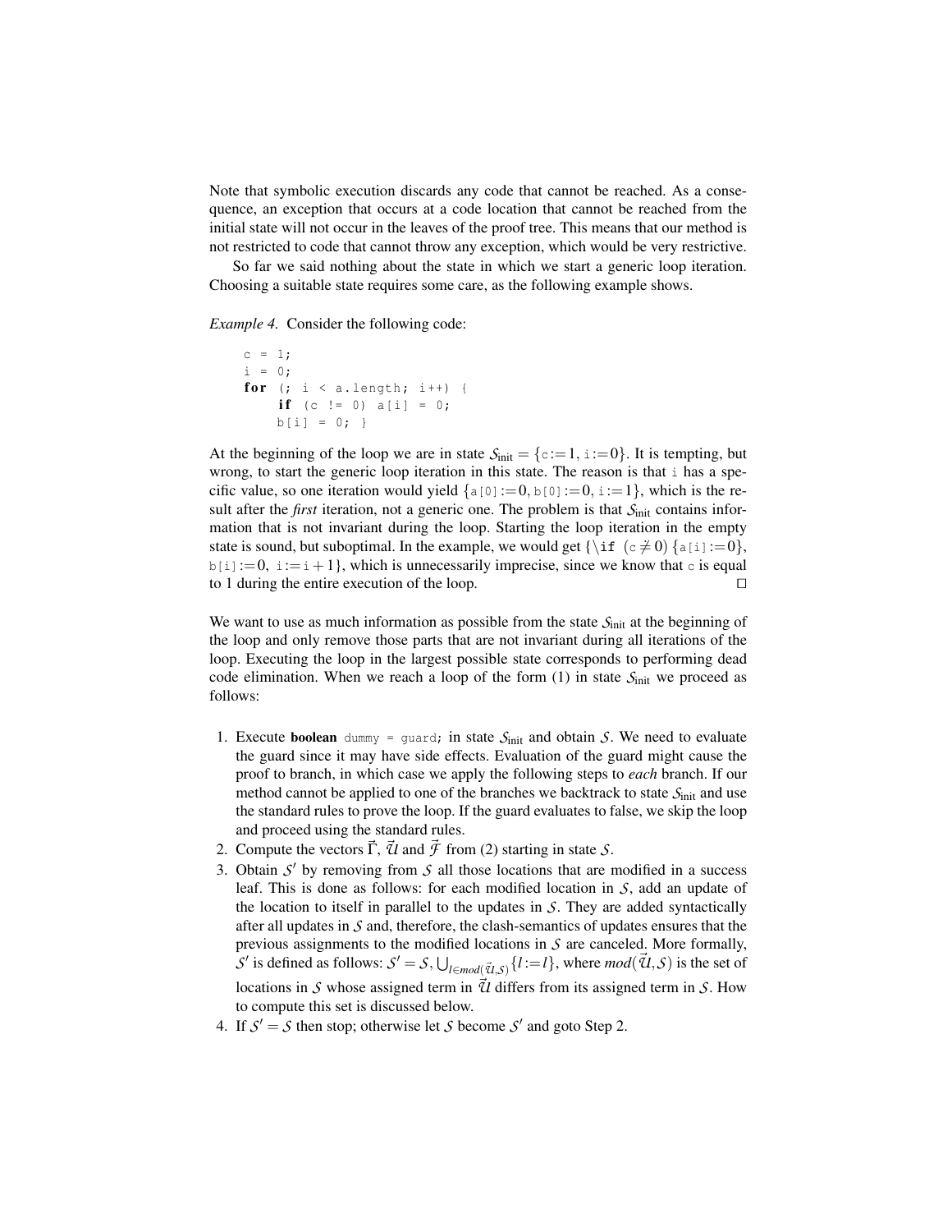Note that symbolic execution discards any code that cannot be reached. As a consequence, an exception that occurs at a code location that cannot be reached from the initial state will not occur in the leaves of the proof tree. This means that our method is not restricted to code that cannot throw any exception, which would be very restrictive.

So far we said nothing about the state in which we start a generic loop iteration. Choosing a suitable state requires some care, as the following example shows.

*Example 4.* Consider the following code:

```
c = 1;
i = 0;
for (; i < a.length; i++) {
     if (c != 0) a[i] = 0;
     b[i] = 0; }
```

At the beginning of the loop we are in state $\mathcal{S}_{\text{init}} = \{\texttt{c} := 1, \texttt{i} := 0\}$. It is tempting, but wrong, to start the generic loop iteration in this state. The reason is that `i` has a specific value, so one iteration would yield $\{\texttt{a[0]} := 0, \texttt{b[0]} := 0, \texttt{i} := 1\}$, which is the result after the ***first*** iteration, not a generic one. The problem is that $\mathcal{S}_{\text{init}}$ contains information that is not invariant during the loop. Starting the loop iteration in the empty state is sound, but suboptimal. In the example, we would get $\{\backslash\texttt{if}\ (\texttt{c} \neq 0)\ \{\texttt{a[i]} := 0\}, \texttt{b[i]} := 0,\ \texttt{i} := \texttt{i} + 1\}$, which is unnecessarily imprecise, since we know that `c` is equal to 1 during the entire execution of the loop. □

We want to use as much information as possible from the state $\mathcal{S}_{\text{init}}$ at the beginning of the loop and only remove those parts that are not invariant during all iterations of the loop. Executing the loop in the largest possible state corresponds to performing dead code elimination. When we reach a loop of the form (1) in state $\mathcal{S}_{\text{init}}$ we proceed as follows:

1. Execute **boolean** `dummy = guard;` in state $\mathcal{S}_{\text{init}}$ and obtain $\mathcal{S}$. We need to evaluate the guard since it may have side effects. Evaluation of the guard might cause the proof to branch, in which case we apply the following steps to *each* branch. If our method cannot be applied to one of the branches we backtrack to state $\mathcal{S}_{\text{init}}$ and use the standard rules to prove the loop. If the guard evaluates to false, we skip the loop and proceed using the standard rules.
2. Compute the vectors $\vec{\Gamma}$, $\vec{\mathcal{U}}$ and $\vec{\mathcal{F}}$ from (2) starting in state $\mathcal{S}$.
3. Obtain $\mathcal{S}'$ by removing from $\mathcal{S}$ all those locations that are modified in a success leaf. This is done as follows: for each modified location in $\mathcal{S}$, add an update of the location to itself in parallel to the updates in $\mathcal{S}$. They are added syntactically after all updates in $\mathcal{S}$ and, therefore, the clash-semantics of updates ensures that the previous assignments to the modified locations in $\mathcal{S}$ are canceled. More formally, $\mathcal{S}'$ is defined as follows: $\mathcal{S}' = \mathcal{S}, \bigcup_{l \in mod(\vec{\mathcal{U}}, \mathcal{S})} \{l := l\}$, where $mod(\vec{\mathcal{U}}, \mathcal{S})$ is the set of locations in $\mathcal{S}$ whose assigned term in $\vec{\mathcal{U}}$ differs from its assigned term in $\mathcal{S}$. How to compute this set is discussed below.
4. If $\mathcal{S}' = \mathcal{S}$ then stop; otherwise let $\mathcal{S}$ become $\mathcal{S}'$ and goto Step 2.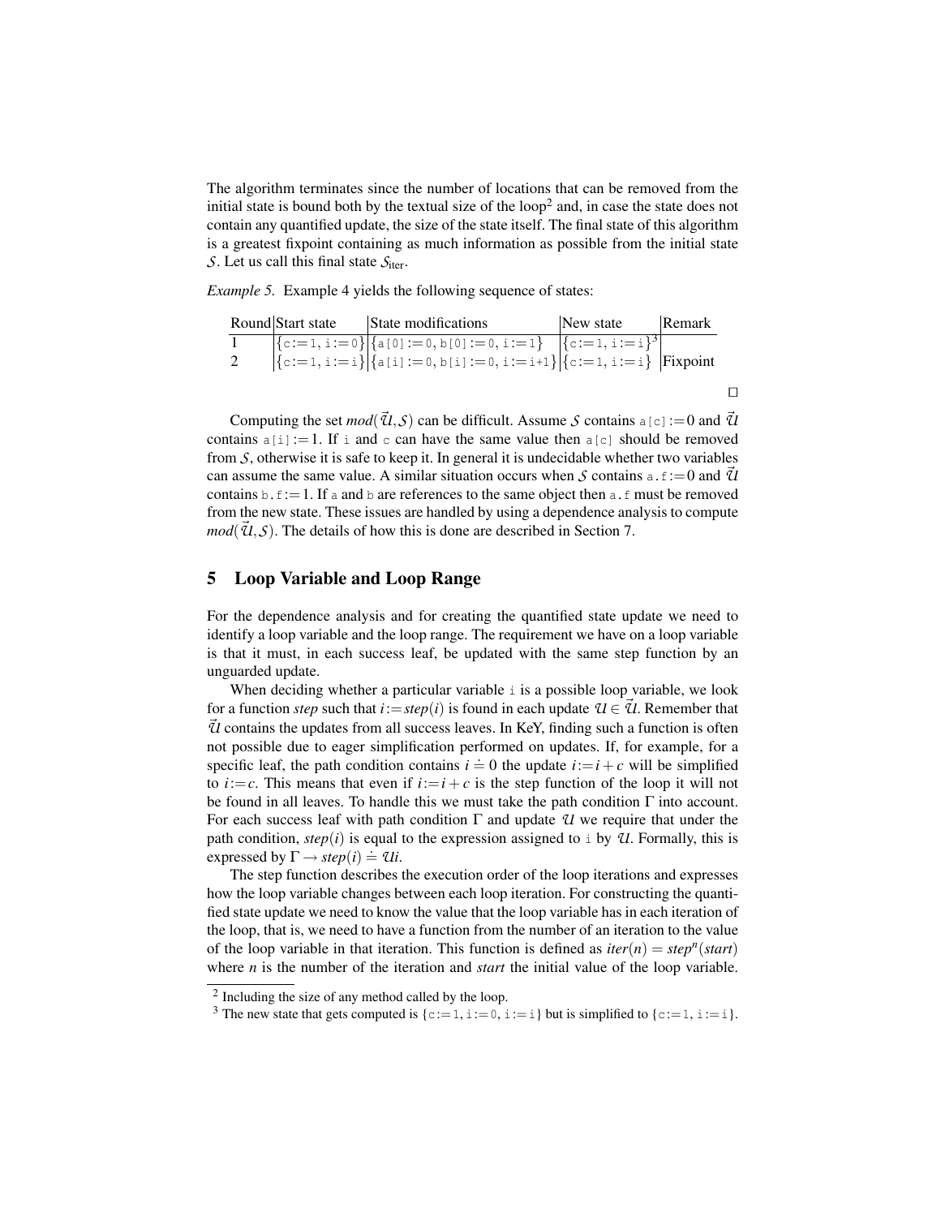The algorithm terminates since the number of locations that can be removed from the initial state is bound both by the textual size of the loop[2] and, in case the state does not contain any quantified update, the size of the state itself. The final state of this algorithm is a greatest fixpoint containing as much information as possible from the initial state $\mathcal{S}$. Let us call this final state $\mathcal{S}_{\text{iter}}$.

*Example 5.* Example 4 yields the following sequence of states:

| Round | Start state | State modifications | New state | Remark |
|---|---|---|---|---|
| 1 | {c:=1, i:=0} | {a[0]:=0, b[0]:=0, i:=1} | {c:=1, i:=i}[3] | |
| 2 | {c:=1, i:=i} | {a[i]:=0, b[i]:=0, i:=i+1} | {c:=1, i:=i} | Fixpoint |

□

Computing the set $mod(\vec{\mathcal{U}},\mathcal{S})$ can be difficult. Assume $\mathcal{S}$ contains a[c] $:=0$ and $\vec{\mathcal{U}}$ contains a[i] $:=1$. If i and c can have the same value then a[c] should be removed from $\mathcal{S}$, otherwise it is safe to keep it. In general it is undecidable whether two variables can assume the same value. A similar situation occurs when $\mathcal{S}$ contains a.f $:=0$ and $\vec{\mathcal{U}}$ contains b.f $:=1$. If a and b are references to the same object then a.f must be removed from the new state. These issues are handled by using a dependence analysis to compute $mod(\vec{\mathcal{U}},\mathcal{S})$. The details of how this is done are described in Section 7.

## 5 Loop Variable and Loop Range

For the dependence analysis and for creating the quantified state update we need to identify a loop variable and the loop range. The requirement we have on a loop variable is that it must, in each success leaf, be updated with the same step function by an unguarded update.

When deciding whether a particular variable i is a possible loop variable, we look for a function *step* such that $i := step(i)$ is found in each update $\mathcal{U} \in \vec{\mathcal{U}}$. Remember that $\vec{\mathcal{U}}$ contains the updates from all success leaves. In KeY, finding such a function is often not possible due to eager simplification performed on updates. If, for example, for a specific leaf, the path condition contains $i \doteq 0$ the update $i := i + c$ will be simplified to $i := c$. This means that even if $i := i + c$ is the step function of the loop it will not be found in all leaves. To handle this we must take the path condition $\Gamma$ into account. For each success leaf with path condition $\Gamma$ and update $\mathcal{U}$ we require that under the path condition, $step(i)$ is equal to the expression assigned to i by $\mathcal{U}$. Formally, this is expressed by $\Gamma \rightarrow step(i) \doteq \mathcal{U}i$.

The step function describes the execution order of the loop iterations and expresses how the loop variable changes between each loop iteration. For constructing the quantified state update we need to know the value that the loop variable has in each iteration of the loop, that is, we need to have a function from the number of an iteration to the value of the loop variable in that iteration. This function is defined as $iter(n) = step^n(start)$ where $n$ is the number of the iteration and *start* the initial value of the loop variable.

---

[2] Including the size of any method called by the loop.

[3] The new state that gets computed is {c:=1, i:=0, i:=i} but is simplified to {c:=1, i:=i}.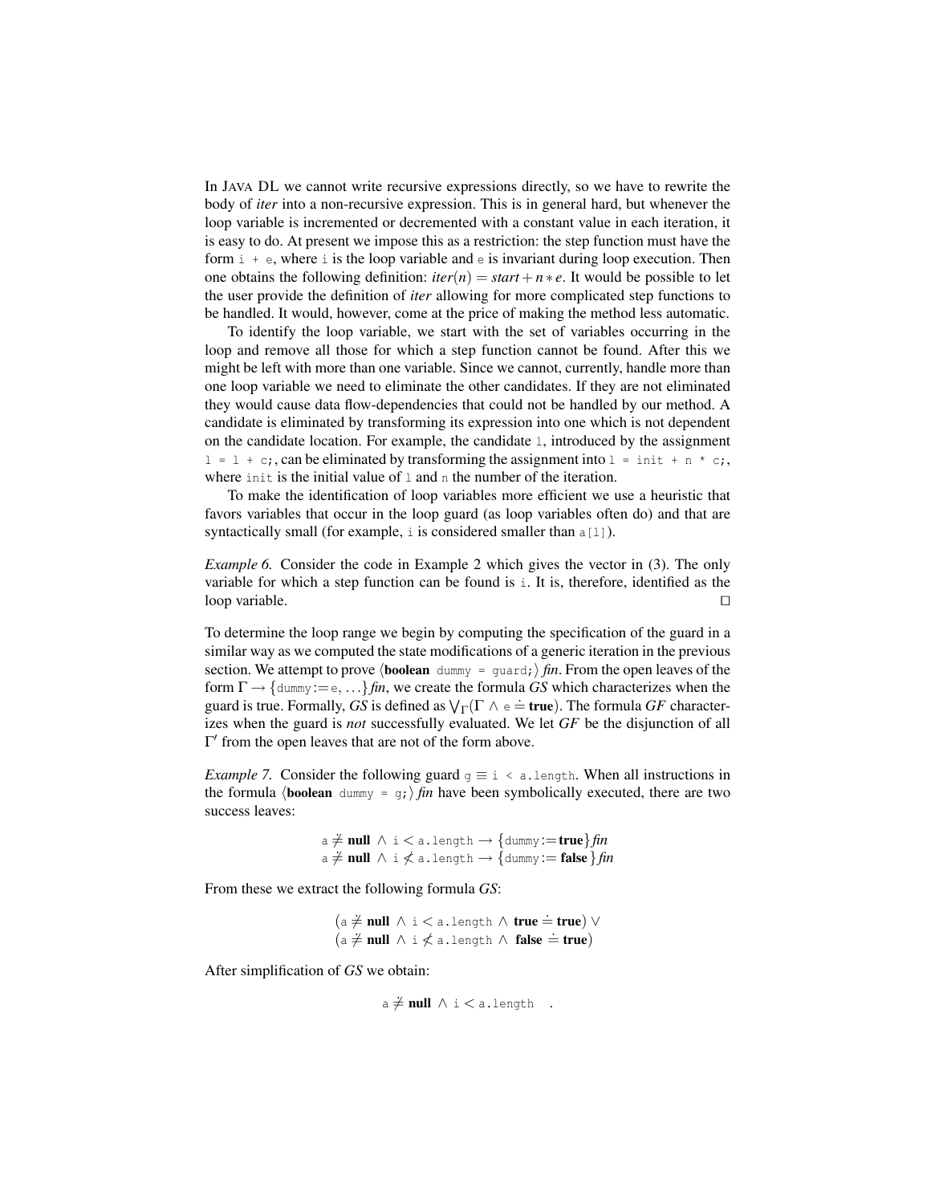In JAVA DL we cannot write recursive expressions directly, so we have to rewrite the body of *iter* into a non-recursive expression. This is in general hard, but whenever the loop variable is incremented or decremented with a constant value in each iteration, it is easy to do. At present we impose this as a restriction: the step function must have the form `i + e`, where `i` is the loop variable and `e` is invariant during loop execution. Then one obtains the following definition: $iter(n) = start + n * e$. It would be possible to let the user provide the definition of *iter* allowing for more complicated step functions to be handled. It would, however, come at the price of making the method less automatic.

To identify the loop variable, we start with the set of variables occurring in the loop and remove all those for which a step function cannot be found. After this we might be left with more than one variable. Since we cannot, currently, handle more than one loop variable we need to eliminate the other candidates. If they are not eliminated they would cause data flow-dependencies that could not be handled by our method. A candidate is eliminated by transforming its expression into one which is not dependent on the candidate location. For example, the candidate `l`, introduced by the assignment `l = l + c;`, can be eliminated by transforming the assignment into `l = init + n * c;`, where `init` is the initial value of `l` and `n` the number of the iteration.

To make the identification of loop variables more efficient we use a heuristic that favors variables that occur in the loop guard (as loop variables often do) and that are syntactically small (for example, `i` is considered smaller than `a[l]`).

*Example 6.* Consider the code in Example 2 which gives the vector in (3). The only variable for which a step function can be found is `i`. It is, therefore, identified as the loop variable. □

To determine the loop range we begin by computing the specification of the guard in a similar way as we computed the state modifications of a generic iteration in the previous section. We attempt to prove $\langle$**boolean** `dummy = guard;`$\rangle$ *fin*. From the open leaves of the form $\Gamma \rightarrow \{\texttt{dummy}:=\texttt{e}, \ldots\}$*fin*, we create the formula *GS* which characterizes when the guard is true. Formally, *GS* is defined as $\bigvee_{\Gamma}(\Gamma \wedge \texttt{e} \doteq \textbf{true})$. The formula *GF* characterizes when the guard is *not* successfully evaluated. We let *GF* be the disjunction of all $\Gamma'$ from the open leaves that are not of the form above.

*Example 7.* Consider the following guard $\texttt{g} \equiv \texttt{i < a.length}$. When all instructions in the formula $\langle$**boolean** `dummy = g;`$\rangle$ *fin* have been symbolically executed, there are two success leaves:

$$\texttt{a} \not\doteq \textbf{null} \wedge \texttt{i} < \texttt{a.length} \rightarrow \{\texttt{dummy}:=\textbf{true}\}\textit{fin}$$
$$\texttt{a} \not\doteq \textbf{null} \wedge \texttt{i} \not< \texttt{a.length} \rightarrow \{\texttt{dummy}:=\textbf{false}\}\textit{fin}$$

From these we extract the following formula *GS*:

$$(\texttt{a} \not\doteq \textbf{null} \wedge \texttt{i} < \texttt{a.length} \wedge \textbf{true} \doteq \textbf{true}) \vee$$
$$(\texttt{a} \not\doteq \textbf{null} \wedge \texttt{i} \not< \texttt{a.length} \wedge \textbf{false} \doteq \textbf{true})$$

After simplification of *GS* we obtain:

$$\texttt{a} \not\doteq \textbf{null} \wedge \texttt{i} < \texttt{a.length} \quad .$$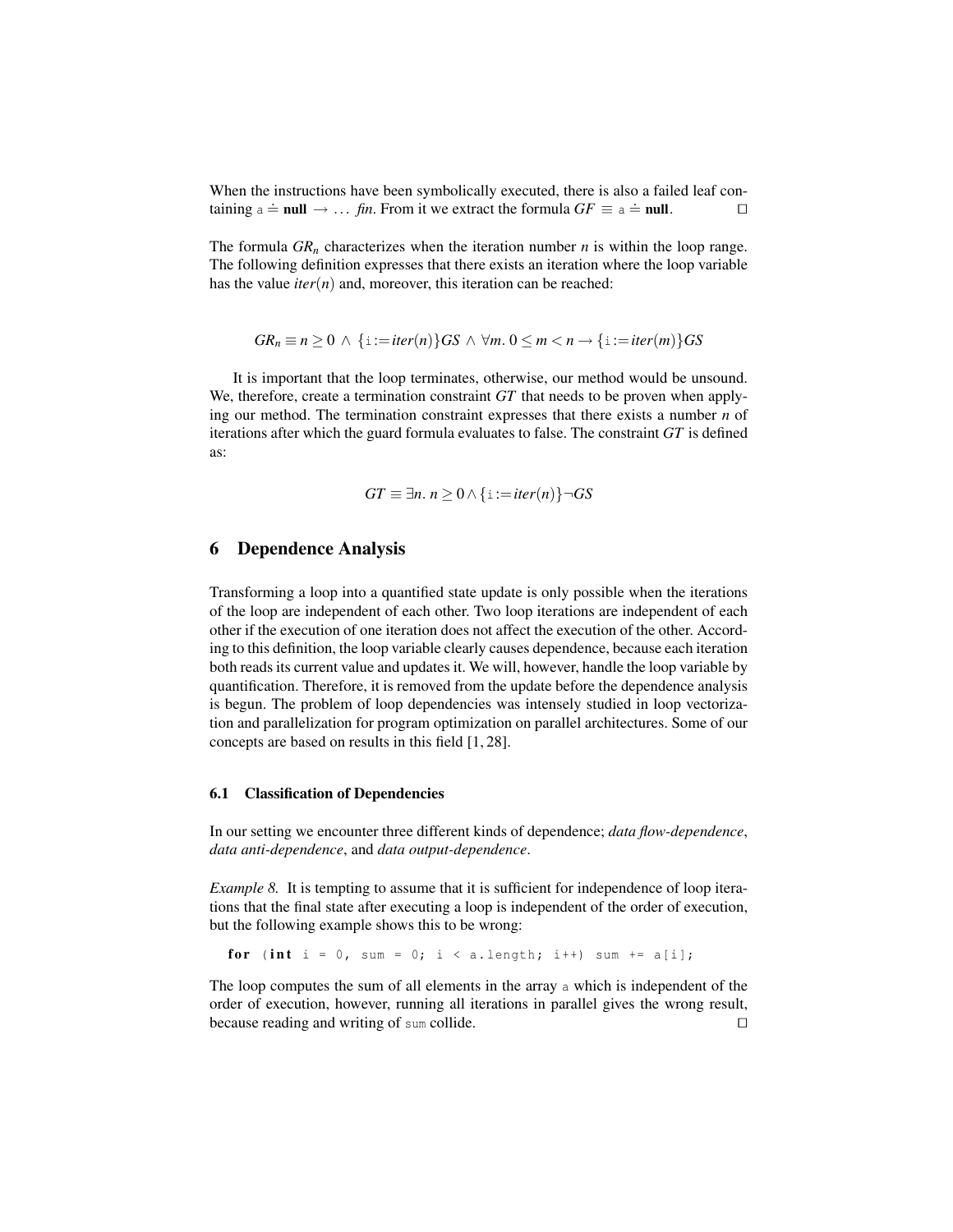When the instructions have been symbolically executed, there is also a failed leaf containing $\mathtt{a} \doteq \mathbf{null} \rightarrow \ldots$ *fin*. From it we extract the formula $GF \equiv \mathtt{a} \doteq \mathbf{null}$. □

The formula $GR_n$ characterizes when the iteration number $n$ is within the loop range. The following definition expresses that there exists an iteration where the loop variable has the value $iter(n)$ and, moreover, this iteration can be reached:

$$GR_n \equiv n \geq 0 \wedge \{\mathtt{i} := iter(n)\}GS \wedge \forall m.\ 0 \leq m < n \rightarrow \{\mathtt{i} := iter(m)\}GS$$

It is important that the loop terminates, otherwise, our method would be unsound. We, therefore, create a termination constraint $GT$ that needs to be proven when applying our method. The termination constraint expresses that there exists a number $n$ of iterations after which the guard formula evaluates to false. The constraint $GT$ is defined as:

$$GT \equiv \exists n.\ n \geq 0 \wedge \{\mathtt{i} := iter(n)\}\neg GS$$

## 6 Dependence Analysis

Transforming a loop into a quantified state update is only possible when the iterations of the loop are independent of each other. Two loop iterations are independent of each other if the execution of one iteration does not affect the execution of the other. According to this definition, the loop variable clearly causes dependence, because each iteration both reads its current value and updates it. We will, however, handle the loop variable by quantification. Therefore, it is removed from the update before the dependence analysis is begun. The problem of loop dependencies was intensely studied in loop vectorization and parallelization for program optimization on parallel architectures. Some of our concepts are based on results in this field [1, 28].

### 6.1 Classification of Dependencies

In our setting we encounter three different kinds of dependence; *data flow-dependence*, *data anti-dependence*, and *data output-dependence*.

*Example 8.* It is tempting to assume that it is sufficient for independence of loop iterations that the final state after executing a loop is independent of the order of execution, but the following example shows this to be wrong:

```
for (int i = 0, sum = 0; i < a.length; i++) sum += a[i];
```

The loop computes the sum of all elements in the array a which is independent of the order of execution, however, running all iterations in parallel gives the wrong result, because reading and writing of sum collide. □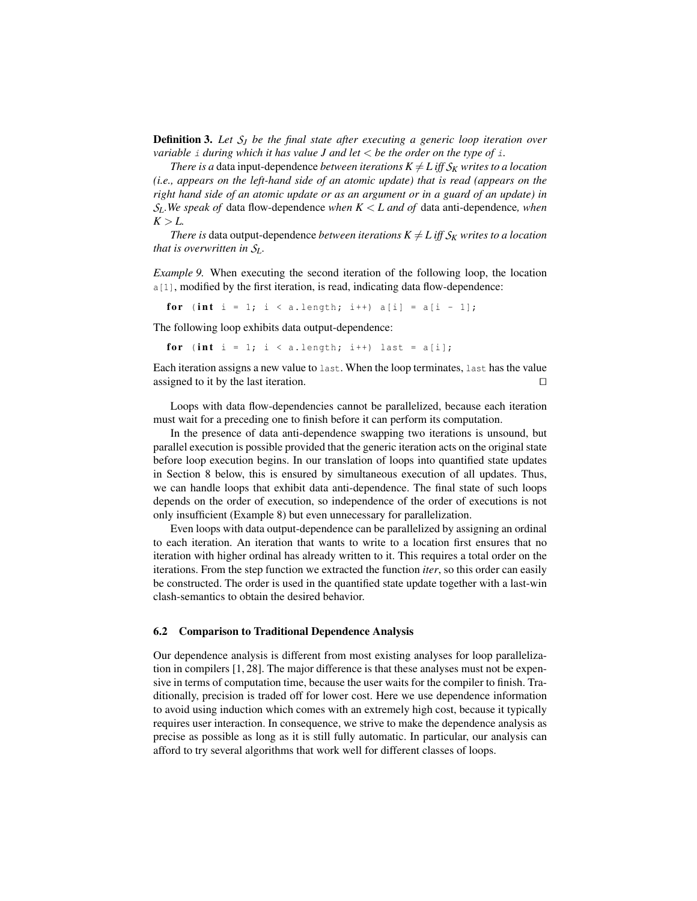**Definition 3.** *Let $\mathcal{S}_J$ be the final state after executing a generic loop iteration over variable* `i` *during which it has value $J$ and let $<$ be the order on the type of* `i`*.*

*There is a* data input-dependence *between iterations $K \neq L$ iff $\mathcal{S}_K$ writes to a location (i.e., appears on the left-hand side of an atomic update) that is read (appears on the right hand side of an atomic update or as an argument or in a guard of an update) in $\mathcal{S}_L$.We speak of* data flow-dependence *when $K < L$ and of* data anti-dependence*, when $K > L$.*

*There is* data output-dependence *between iterations $K \neq L$ iff $\mathcal{S}_K$ writes to a location that is overwritten in $\mathcal{S}_L$.*

*Example 9.* When executing the second iteration of the following loop, the location `a[1]`, modified by the first iteration, is read, indicating data flow-dependence:

```
for (int i = 1; i < a.length; i++) a[i] = a[i - 1];
```

The following loop exhibits data output-dependence:

```
for (int i = 1; i < a.length; i++) last = a[i];
```

Each iteration assigns a new value to `last`. When the loop terminates, `last` has the value assigned to it by the last iteration. □

Loops with data flow-dependencies cannot be parallelized, because each iteration must wait for a preceding one to finish before it can perform its computation.

In the presence of data anti-dependence swapping two iterations is unsound, but parallel execution is possible provided that the generic iteration acts on the original state before loop execution begins. In our translation of loops into quantified state updates in Section 8 below, this is ensured by simultaneous execution of all updates. Thus, we can handle loops that exhibit data anti-dependence. The final state of such loops depends on the order of execution, so independence of the order of executions is not only insufficient (Example 8) but even unnecessary for parallelization.

Even loops with data output-dependence can be parallelized by assigning an ordinal to each iteration. An iteration that wants to write to a location first ensures that no iteration with higher ordinal has already written to it. This requires a total order on the iterations. From the step function we extracted the function *iter*, so this order can easily be constructed. The order is used in the quantified state update together with a last-win clash-semantics to obtain the desired behavior.

### 6.2 Comparison to Traditional Dependence Analysis

Our dependence analysis is different from most existing analyses for loop parallelization in compilers [1, 28]. The major difference is that these analyses must not be expensive in terms of computation time, because the user waits for the compiler to finish. Traditionally, precision is traded off for lower cost. Here we use dependence information to avoid using induction which comes with an extremely high cost, because it typically requires user interaction. In consequence, we strive to make the dependence analysis as precise as possible as long as it is still fully automatic. In particular, our analysis can afford to try several algorithms that work well for different classes of loops.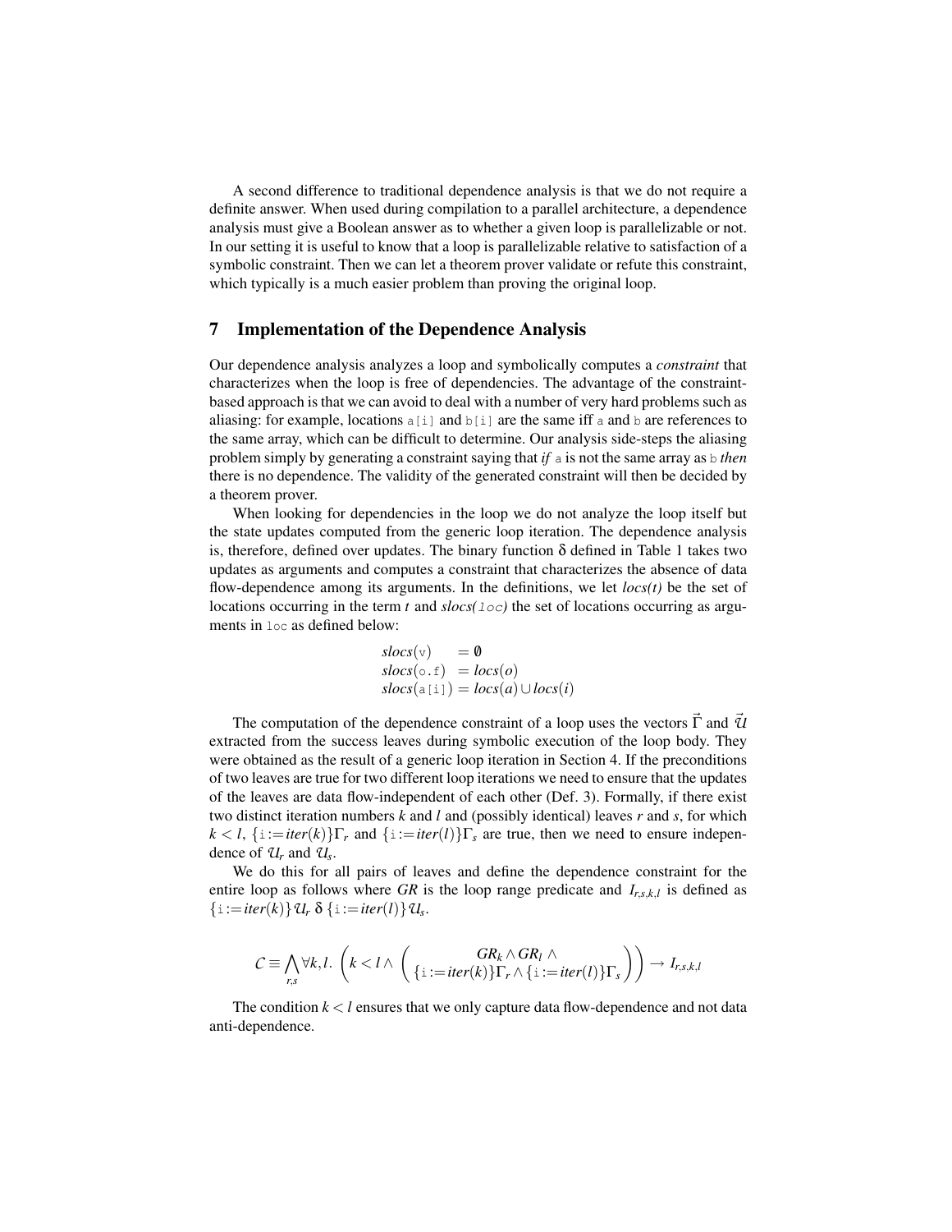A second difference to traditional dependence analysis is that we do not require a definite answer. When used during compilation to a parallel architecture, a dependence analysis must give a Boolean answer as to whether a given loop is parallelizable or not. In our setting it is useful to know that a loop is parallelizable relative to satisfaction of a symbolic constraint. Then we can let a theorem prover validate or refute this constraint, which typically is a much easier problem than proving the original loop.

## 7 Implementation of the Dependence Analysis

Our dependence analysis analyzes a loop and symbolically computes a *constraint* that characterizes when the loop is free of dependencies. The advantage of the constraint-based approach is that we can avoid to deal with a number of very hard problems such as aliasing: for example, locations `a[i]` and `b[i]` are the same iff `a` and `b` are references to the same array, which can be difficult to determine. Our analysis side-steps the aliasing problem simply by generating a constraint saying that *if* `a` is not the same array as `b` *then* there is no dependence. The validity of the generated constraint will then be decided by a theorem prover.

When looking for dependencies in the loop we do not analyze the loop itself but the state updates computed from the generic loop iteration. The dependence analysis is, therefore, defined over updates. The binary function $\delta$ defined in Table 1 takes two updates as arguments and computes a constraint that characterizes the absence of data flow-dependence among its arguments. In the definitions, we let *locs(t)* be the set of locations occurring in the term *t* and *slocs(*`loc`*)* the set of locations occurring as arguments in `loc` as defined below:

$$
\begin{aligned}
slocs(\texttt{v}) &= \emptyset \\
slocs(\texttt{o.f}) &= locs(o) \\
slocs(\texttt{a[i]}) &= locs(a) \cup locs(i)
\end{aligned}
$$

The computation of the dependence constraint of a loop uses the vectors $\vec{\Gamma}$ and $\vec{\mathcal{U}}$ extracted from the success leaves during symbolic execution of the loop body. They were obtained as the result of a generic loop iteration in Section 4. If the preconditions of two leaves are true for two different loop iterations we need to ensure that the updates of the leaves are data flow-independent of each other (Def. 3). Formally, if there exist two distinct iteration numbers $k$ and $l$ and (possibly identical) leaves $r$ and $s$, for which $k < l$, $\{\texttt{i}:=iter(k)\}\Gamma_r$ and $\{\texttt{i}:=iter(l)\}\Gamma_s$ are true, then we need to ensure independence of $\mathcal{U}_r$ and $\mathcal{U}_s$.

We do this for all pairs of leaves and define the dependence constraint for the entire loop as follows where *GR* is the loop range predicate and $I_{r,s,k,l}$ is defined as $\{\texttt{i}:=iter(k)\}\,\mathcal{U}_r\ \delta\ \{\texttt{i}:=iter(l)\}\,\mathcal{U}_s$.

$$
\mathcal{C} \equiv \bigwedge_{r,s} \forall k,l.\ \left(k < l \wedge \left(\begin{array}{c} GR_k \wedge GR_l \wedge \\ \{\texttt{i}:=iter(k)\}\Gamma_r \wedge \{\texttt{i}:=iter(l)\}\Gamma_s \end{array}\right)\right) \rightarrow I_{r,s,k,l}
$$

The condition $k < l$ ensures that we only capture data flow-dependence and not data anti-dependence.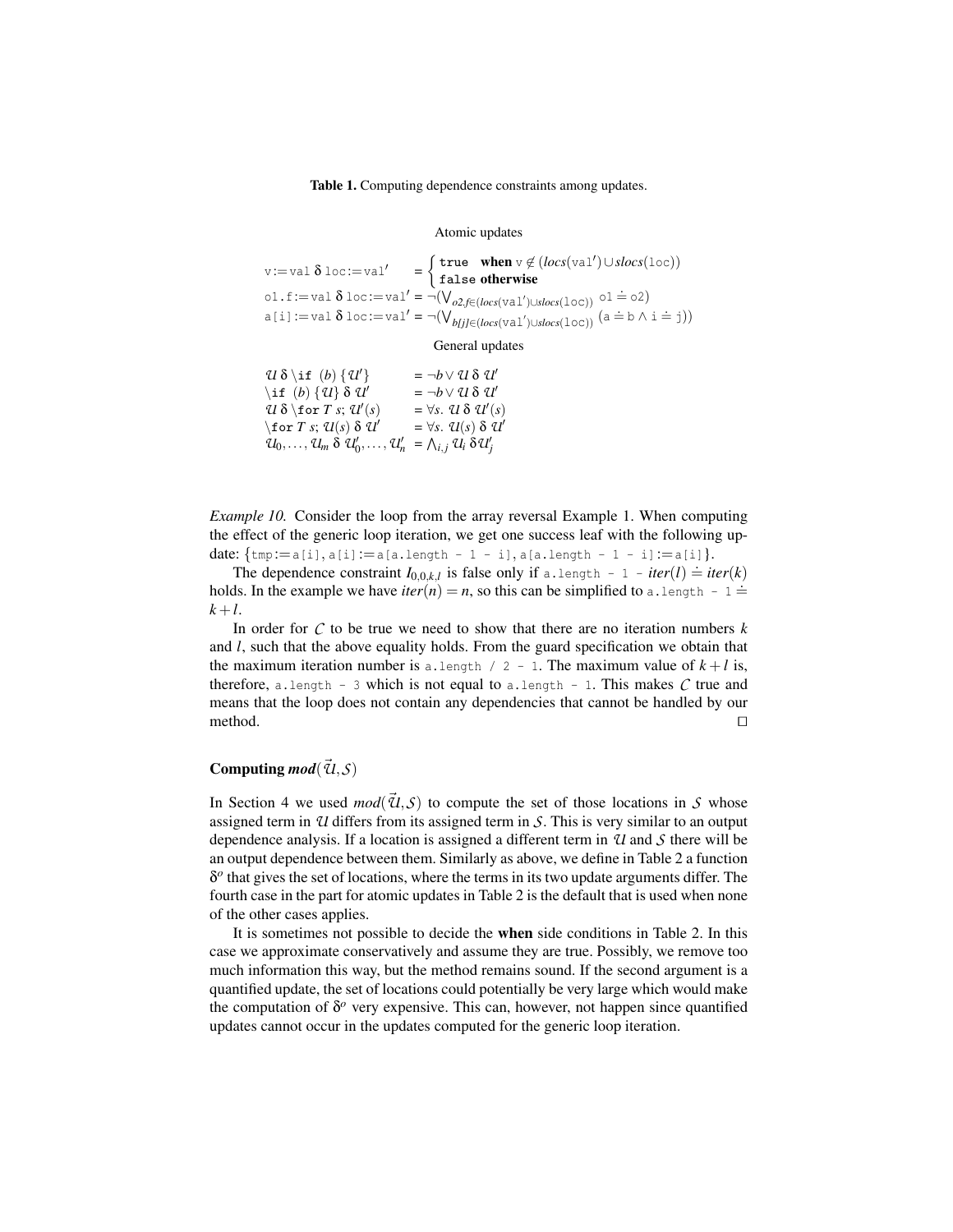**Table 1.** Computing dependence constraints among updates.

Atomic updates

$$\texttt{v:=val}\ \delta\ \texttt{loc:=val}' = \begin{cases} \texttt{true} & \textbf{when}\ \texttt{v} \notin (\mathit{locs}(\texttt{val}') \cup \mathit{slocs}(\texttt{loc})) \\ \texttt{false} & \textbf{otherwise} \end{cases}$$

$$\texttt{o1.f:=val}\ \delta\ \texttt{loc:=val}' = \neg(\bigvee_{o2.f \in (\mathit{locs}(\texttt{val}') \cup \mathit{slocs}(\texttt{loc}))} \texttt{o1} \doteq \texttt{o2})$$

$$\texttt{a[i]:=val}\ \delta\ \texttt{loc:=val}' = \neg(\bigvee_{b[j] \in (\mathit{locs}(\texttt{val}') \cup \mathit{slocs}(\texttt{loc}))} (\texttt{a} \doteq \texttt{b} \wedge \texttt{i} \doteq \texttt{j}))$$

General updates

$$\mathcal{U}\ \delta\ \backslash\texttt{if}\ (b)\ \{\mathcal{U}'\} = \neg b \vee \mathcal{U}\ \delta\ \mathcal{U}'$$

$$\backslash\texttt{if}\ (b)\ \{\mathcal{U}\}\ \delta\ \mathcal{U}' = \neg b \vee \mathcal{U}\ \delta\ \mathcal{U}'$$

$$\mathcal{U}\ \delta\ \backslash\texttt{for}\ T\ s;\ \mathcal{U}'(s) = \forall s.\ \mathcal{U}\ \delta\ \mathcal{U}'(s)$$

$$\backslash\texttt{for}\ T\ s;\ \mathcal{U}(s)\ \delta\ \mathcal{U}' = \forall s.\ \mathcal{U}(s)\ \delta\ \mathcal{U}'$$

$$\mathcal{U}_0, \ldots, \mathcal{U}_m\ \delta\ \mathcal{U}'_0, \ldots, \mathcal{U}'_n = \bigwedge_{i,j} \mathcal{U}_i\ \delta \mathcal{U}'_j$$

*Example 10.* Consider the loop from the array reversal Example 1. When computing the effect of the generic loop iteration, we get one success leaf with the following update: $\{\texttt{tmp:=a[i]}, \texttt{a[i]:=a[a.length - 1 - i]}, \texttt{a[a.length - 1 - i]:=a[i]}\}$.

The dependence constraint $I_{0,0,k,l}$ is false only if $\texttt{a.length - 1 -}\ \mathit{iter}(l) \doteq \mathit{iter}(k)$ holds. In the example we have $\mathit{iter}(n) = n$, so this can be simplified to $\texttt{a.length - 1} \doteq k + l$.

In order for $\mathcal{C}$ to be true we need to show that there are no iteration numbers $k$ and $l$, such that the above equality holds. From the guard specification we obtain that the maximum iteration number is `a.length / 2 - 1`. The maximum value of $k + l$ is, therefore, `a.length - 3` which is not equal to `a.length - 1`. This makes $\mathcal{C}$ true and means that the loop does not contain any dependencies that cannot be handled by our method. $\square$

### Computing $\mathit{mod}(\vec{\mathcal{U}}, \mathcal{S})$

In Section 4 we used $\mathit{mod}(\vec{\mathcal{U}}, \mathcal{S})$ to compute the set of those locations in $\mathcal{S}$ whose assigned term in $\mathcal{U}$ differs from its assigned term in $\mathcal{S}$. This is very similar to an output dependence analysis. If a location is assigned a different term in $\mathcal{U}$ and $\mathcal{S}$ there will be an output dependence between them. Similarly as above, we define in Table 2 a function $\delta^o$ that gives the set of locations, where the terms in its two update arguments differ. The fourth case in the part for atomic updates in Table 2 is the default that is used when none of the other cases applies.

It is sometimes not possible to decide the **when** side conditions in Table 2. In this case we approximate conservatively and assume they are true. Possibly, we remove too much information this way, but the method remains sound. If the second argument is a quantified update, the set of locations could potentially be very large which would make the computation of $\delta^o$ very expensive. This can, however, not happen since quantified updates cannot occur in the updates computed for the generic loop iteration.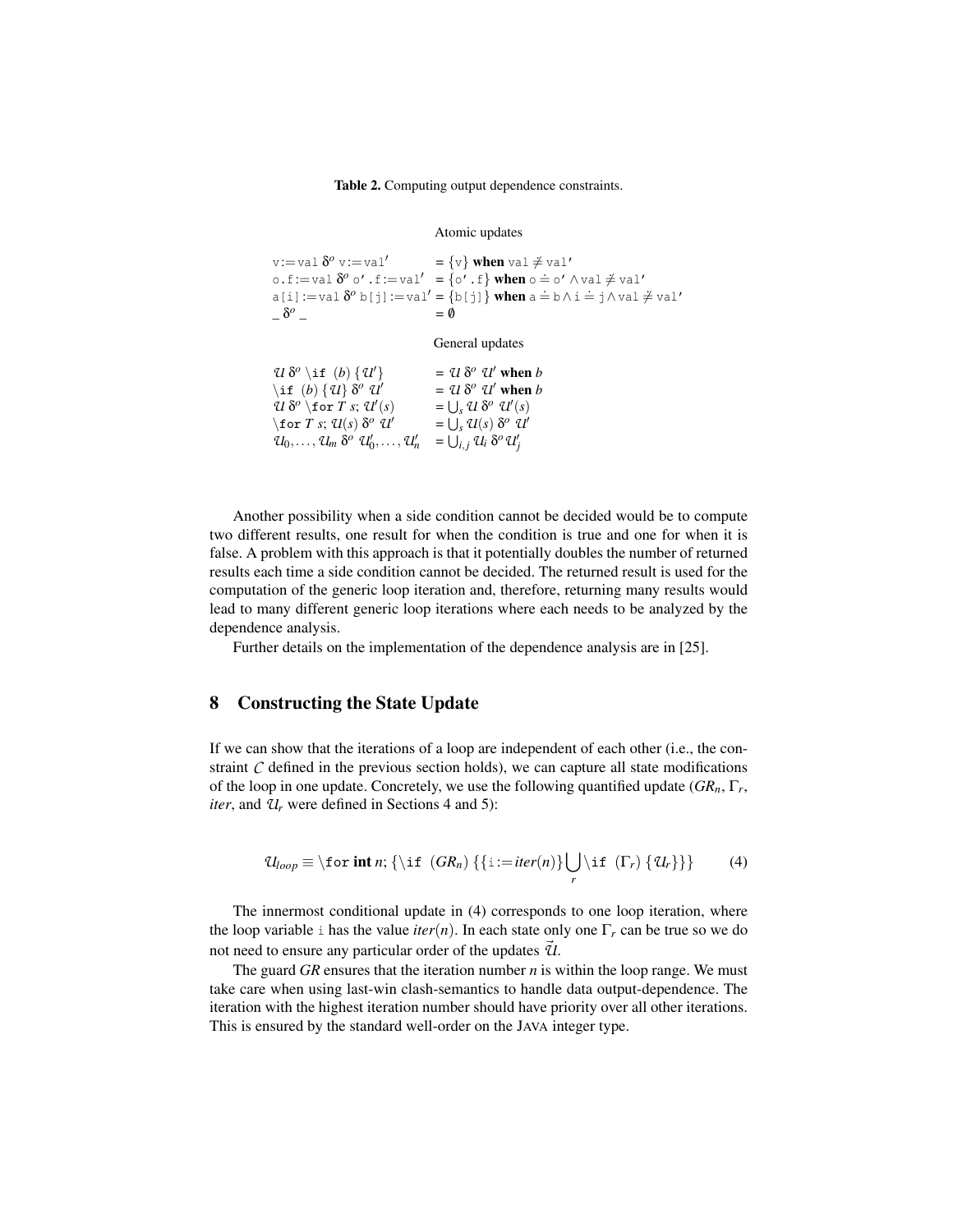**Table 2.** Computing output dependence constraints.

Atomic updates

| | |
|---|---|
| $\mathtt{v:=val}\ \delta^o\ \mathtt{v:=val'}$ | $= \{\mathtt{v}\}$ **when** $\mathtt{val} \not\doteq \mathtt{val'}$ |
| $\mathtt{o.f:=val}\ \delta^o\ \mathtt{o'.f:=val'}$ | $= \{\mathtt{o'.f}\}$ **when** $\mathtt{o} \doteq \mathtt{o'} \wedge \mathtt{val} \not\doteq \mathtt{val'}$ |
| $\mathtt{a[i]:=val}\ \delta^o\ \mathtt{b[j]:=val'}$ | $= \{\mathtt{b[j]}\}$ **when** $\mathtt{a} \doteq \mathtt{b} \wedge \mathtt{i} \doteq \mathtt{j} \wedge \mathtt{val} \not\doteq \mathtt{val'}$ |
| $\_\ \delta^o\ \_$ | $= \emptyset$ |

General updates

| | |
|---|---|
| $\mathcal{U}\ \delta^o\ \backslash\mathtt{if}\ (b)\ \{\mathcal{U}'\}$ | $= \mathcal{U}\ \delta^o\ \mathcal{U}'$ **when** $b$ |
| $\backslash\mathtt{if}\ (b)\ \{\mathcal{U}\}\ \delta^o\ \mathcal{U}'$ | $= \mathcal{U}\ \delta^o\ \mathcal{U}'$ **when** $b$ |
| $\mathcal{U}\ \delta^o\ \backslash\mathtt{for}\ T\ s;\ \mathcal{U}'(s)$ | $= \bigcup_s \mathcal{U}\ \delta^o\ \mathcal{U}'(s)$ |
| $\backslash\mathtt{for}\ T\ s;\ \mathcal{U}(s)\ \delta^o\ \mathcal{U}'$ | $= \bigcup_s \mathcal{U}(s)\ \delta^o\ \mathcal{U}'$ |
| $\mathcal{U}_0,\ldots,\mathcal{U}_m\ \delta^o\ \mathcal{U}'_0,\ldots,\mathcal{U}'_n$ | $= \bigcup_{i,j} \mathcal{U}_i\ \delta^o\ \mathcal{U}'_j$ |

Another possibility when a side condition cannot be decided would be to compute two different results, one result for when the condition is true and one for when it is false. A problem with this approach is that it potentially doubles the number of returned results each time a side condition cannot be decided. The returned result is used for the computation of the generic loop iteration and, therefore, returning many results would lead to many different generic loop iterations where each needs to be analyzed by the dependence analysis.

Further details on the implementation of the dependence analysis are in [25].

## 8 Constructing the State Update

If we can show that the iterations of a loop are independent of each other (i.e., the constraint $\mathcal{C}$ defined in the previous section holds), we can capture all state modifications of the loop in one update. Concretely, we use the following quantified update ($GR_n$, $\Gamma_r$, *iter*, and $\mathcal{U}_r$ were defined in Sections 4 and 5):

$$\mathcal{U}_{loop} \equiv \backslash\mathtt{for}\ \mathbf{int}\ n;\ \{\backslash\mathtt{if}\ (GR_n)\ \{\{\mathtt{i}:=iter(n)\} \bigcup_r \backslash\mathtt{if}\ (\Gamma_r)\ \{\mathcal{U}_r\}\}\} \qquad (4)$$

The innermost conditional update in (4) corresponds to one loop iteration, where the loop variable $\mathtt{i}$ has the value $iter(n)$. In each state only one $\Gamma_r$ can be true so we do not need to ensure any particular order of the updates $\vec{\mathcal{U}}$.

The guard *GR* ensures that the iteration number $n$ is within the loop range. We must take care when using last-win clash-semantics to handle data output-dependence. The iteration with the highest iteration number should have priority over all other iterations. This is ensured by the standard well-order on the JAVA integer type.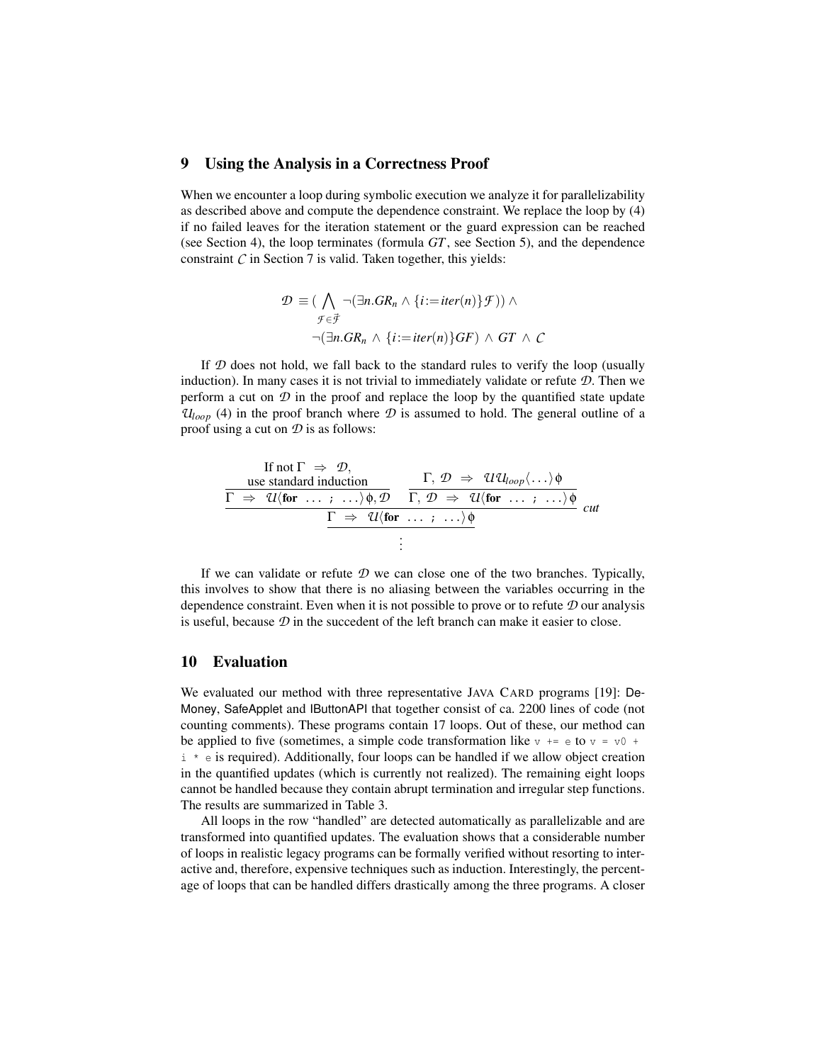## 9 Using the Analysis in a Correctness Proof

When we encounter a loop during symbolic execution we analyze it for parallelizability as described above and compute the dependence constraint. We replace the loop by (4) if no failed leaves for the iteration statement or the guard expression can be reached (see Section 4), the loop terminates (formula $GT$, see Section 5), and the dependence constraint $\mathcal{C}$ in Section 7 is valid. Taken together, this yields:

$$\mathcal{D} \equiv (\bigwedge_{\mathcal{F}\in\vec{\mathcal{F}}} \neg(\exists n.GR_n \wedge \{i:=iter(n)\}\mathcal{F})) \wedge \\ \neg(\exists n.GR_n \wedge \{i:=iter(n)\}GF) \wedge GT \wedge \mathcal{C}$$

If $\mathcal{D}$ does not hold, we fall back to the standard rules to verify the loop (usually induction). In many cases it is not trivial to immediately validate or refute $\mathcal{D}$. Then we perform a cut on $\mathcal{D}$ in the proof and replace the loop by the quantified state update $\mathcal{U}_{loop}$ (4) in the proof branch where $\mathcal{D}$ is assumed to hold. The general outline of a proof using a cut on $\mathcal{D}$ is as follows:

$$\cfrac{\cfrac{\begin{array}{c}\text{If not } \Gamma \Rightarrow \mathcal{D},\\ \text{use standard induction}\end{array}}{\Gamma \Rightarrow \mathcal{U}\langle \textbf{for} \ \ldots \ ; \ \ldots\rangle\phi, \mathcal{D}} \quad \cfrac{\Gamma, \mathcal{D} \Rightarrow \mathcal{U}\mathcal{U}_{loop}\langle\ldots\rangle\phi}{\Gamma, \mathcal{D} \Rightarrow \mathcal{U}\langle \textbf{for} \ \ldots \ ; \ \ldots\rangle\phi}}{\cfrac{\Gamma \Rightarrow \mathcal{U}\langle \textbf{for} \ \ldots \ ; \ \ldots\rangle\phi}{\vdots}} \ cut$$

If we can validate or refute $\mathcal{D}$ we can close one of the two branches. Typically, this involves to show that there is no aliasing between the variables occurring in the dependence constraint. Even when it is not possible to prove or to refute $\mathcal{D}$ our analysis is useful, because $\mathcal{D}$ in the succedent of the left branch can make it easier to close.

## 10 Evaluation

We evaluated our method with three representative JAVA CARD programs [19]: DeMoney, SafeApplet and IButtonAPI that together consist of ca. 2200 lines of code (not counting comments). These programs contain 17 loops. Out of these, our method can be applied to five (sometimes, a simple code transformation like `v += e` to `v = v0 + i * e` is required). Additionally, four loops can be handled if we allow object creation in the quantified updates (which is currently not realized). The remaining eight loops cannot be handled because they contain abrupt termination and irregular step functions. The results are summarized in Table 3.

All loops in the row "handled" are detected automatically as parallelizable and are transformed into quantified updates. The evaluation shows that a considerable number of loops in realistic legacy programs can be formally verified without resorting to interactive and, therefore, expensive techniques such as induction. Interestingly, the percentage of loops that can be handled differs drastically among the three programs. A closer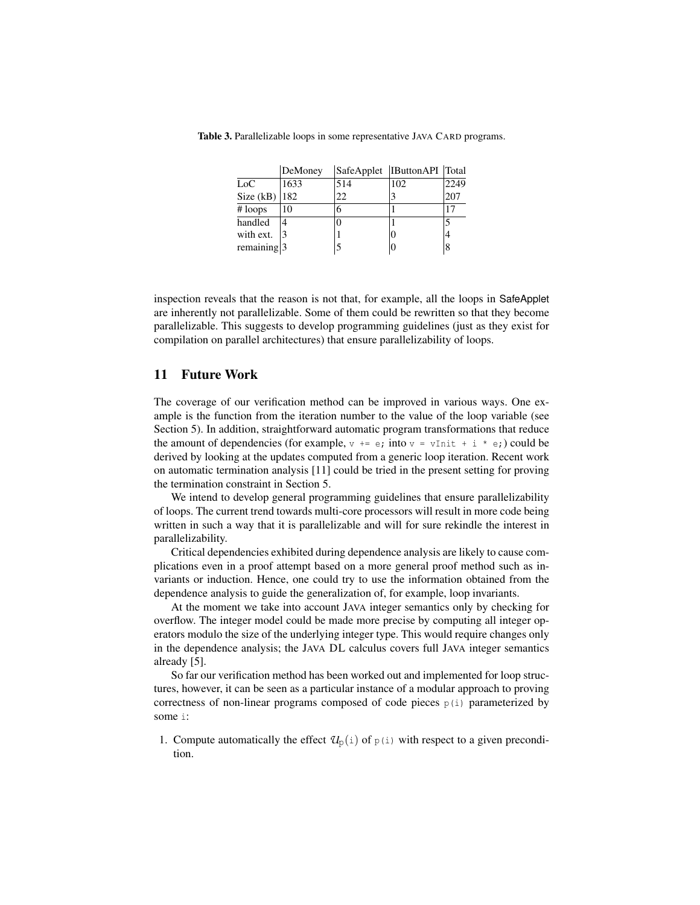**Table 3.** Parallelizable loops in some representative JAVA CARD programs.

| | DeMoney | SafeApplet | IButtonAPI | Total |
|---|---|---|---|---|
| LoC | 1633 | 514 | 102 | 2249 |
| Size (kB) | 182 | 22 | 3 | 207 |
| # loops | 10 | 6 | 1 | 17 |
| handled | 4 | 0 | 1 | 5 |
| with ext. | 3 | 1 | 0 | 4 |
| remaining | 3 | 5 | 0 | 8 |

inspection reveals that the reason is not that, for example, all the loops in SafeApplet are inherently not parallelizable. Some of them could be rewritten so that they become parallelizable. This suggests to develop programming guidelines (just as they exist for compilation on parallel architectures) that ensure parallelizability of loops.

## 11 Future Work

The coverage of our verification method can be improved in various ways. One example is the function from the iteration number to the value of the loop variable (see Section 5). In addition, straightforward automatic program transformations that reduce the amount of dependencies (for example, `v += e;` into `v = vInit + i * e;`) could be derived by looking at the updates computed from a generic loop iteration. Recent work on automatic termination analysis [11] could be tried in the present setting for proving the termination constraint in Section 5.

We intend to develop general programming guidelines that ensure parallelizability of loops. The current trend towards multi-core processors will result in more code being written in such a way that it is parallelizable and will for sure rekindle the interest in parallelizability.

Critical dependencies exhibited during dependence analysis are likely to cause complications even in a proof attempt based on a more general proof method such as invariants or induction. Hence, one could try to use the information obtained from the dependence analysis to guide the generalization of, for example, loop invariants.

At the moment we take into account JAVA integer semantics only by checking for overflow. The integer model could be made more precise by computing all integer operators modulo the size of the underlying integer type. This would require changes only in the dependence analysis; the JAVA DL calculus covers full JAVA integer semantics already [5].

So far our verification method has been worked out and implemented for loop structures, however, it can be seen as a particular instance of a modular approach to proving correctness of non-linear programs composed of code pieces `p(i)` parameterized by some `i`:

1. Compute automatically the effect $\mathcal{U}_{\mathrm{p}}(\mathtt{i})$ of `p(i)` with respect to a given precondition.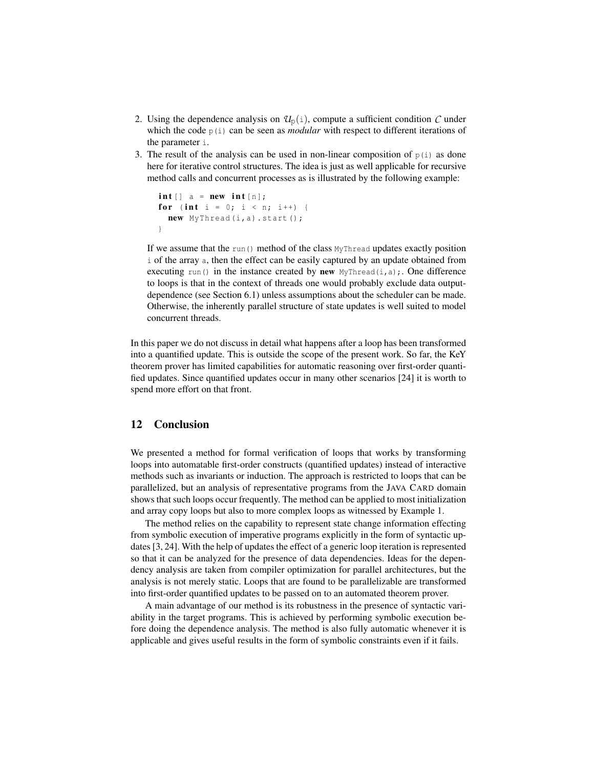2. Using the dependence analysis on $\mathcal{U}_{\mathtt{p}}(\mathtt{i})$, compute a sufficient condition $\mathcal{C}$ under which the code `p(i)` can be seen as *modular* with respect to different iterations of the parameter `i`.
3. The result of the analysis can be used in non-linear composition of `p(i)` as done here for iterative control structures. The idea is just as well applicable for recursive method calls and concurrent processes as is illustrated by the following example:

   ```
   int[] a = new int[n];
   for (int i = 0; i < n; i++) {
     new MyThread(i,a).start();
   }
   ```

   If we assume that the `run()` method of the class `MyThread` updates exactly position `i` of the array `a`, then the effect can be easily captured by an update obtained from executing `run()` in the instance created by **new** `MyThread(i,a);`. One difference to loops is that in the context of threads one would probably exclude data output-dependence (see Section 6.1) unless assumptions about the scheduler can be made. Otherwise, the inherently parallel structure of state updates is well suited to model concurrent threads.

In this paper we do not discuss in detail what happens after a loop has been transformed into a quantified update. This is outside the scope of the present work. So far, the KeY theorem prover has limited capabilities for automatic reasoning over first-order quantified updates. Since quantified updates occur in many other scenarios [24] it is worth to spend more effort on that front.

## 12 Conclusion

We presented a method for formal verification of loops that works by transforming loops into automatable first-order constructs (quantified updates) instead of interactive methods such as invariants or induction. The approach is restricted to loops that can be parallelized, but an analysis of representative programs from the JAVA CARD domain shows that such loops occur frequently. The method can be applied to most initialization and array copy loops but also to more complex loops as witnessed by Example 1.

The method relies on the capability to represent state change information effecting from symbolic execution of imperative programs explicitly in the form of syntactic updates [3, 24]. With the help of updates the effect of a generic loop iteration is represented so that it can be analyzed for the presence of data dependencies. Ideas for the dependency analysis are taken from compiler optimization for parallel architectures, but the analysis is not merely static. Loops that are found to be parallelizable are transformed into first-order quantified updates to be passed on to an automated theorem prover.

A main advantage of our method is its robustness in the presence of syntactic variability in the target programs. This is achieved by performing symbolic execution before doing the dependence analysis. The method is also fully automatic whenever it is applicable and gives useful results in the form of symbolic constraints even if it fails.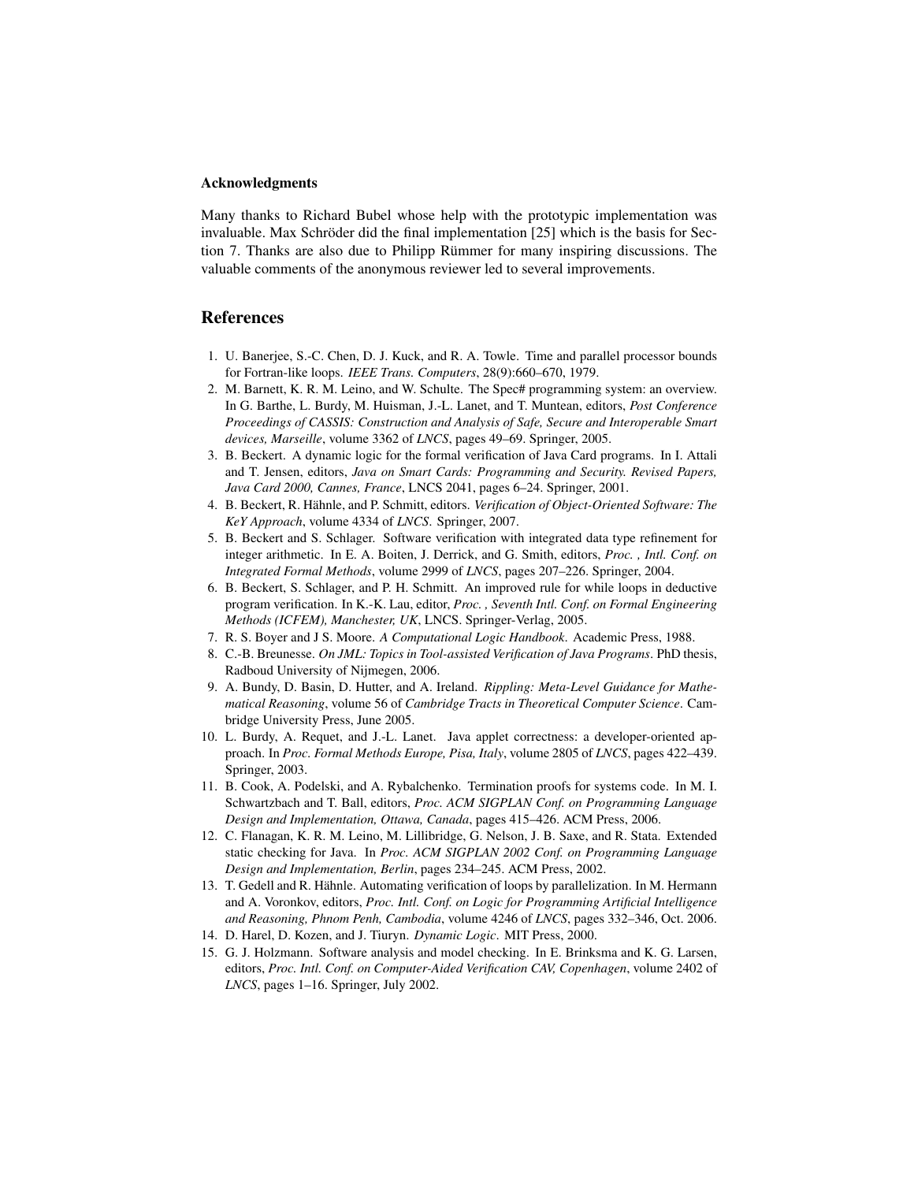### Acknowledgments

Many thanks to Richard Bubel whose help with the prototypic implementation was invaluable. Max Schröder did the final implementation [25] which is the basis for Section 7. Thanks are also due to Philipp Rümmer for many inspiring discussions. The valuable comments of the anonymous reviewer led to several improvements.

## References

1. U. Banerjee, S.-C. Chen, D. J. Kuck, and R. A. Towle. Time and parallel processor bounds for Fortran-like loops. *IEEE Trans. Computers*, 28(9):660–670, 1979.
2. M. Barnett, K. R. M. Leino, and W. Schulte. The Spec# programming system: an overview. In G. Barthe, L. Burdy, M. Huisman, J.-L. Lanet, and T. Muntean, editors, *Post Conference Proceedings of CASSIS: Construction and Analysis of Safe, Secure and Interoperable Smart devices, Marseille*, volume 3362 of *LNCS*, pages 49–69. Springer, 2005.
3. B. Beckert. A dynamic logic for the formal verification of Java Card programs. In I. Attali and T. Jensen, editors, *Java on Smart Cards: Programming and Security. Revised Papers, Java Card 2000, Cannes, France*, LNCS 2041, pages 6–24. Springer, 2001.
4. B. Beckert, R. Hähnle, and P. Schmitt, editors. *Verification of Object-Oriented Software: The KeY Approach*, volume 4334 of *LNCS*. Springer, 2007.
5. B. Beckert and S. Schlager. Software verification with integrated data type refinement for integer arithmetic. In E. A. Boiten, J. Derrick, and G. Smith, editors, *Proc. , Intl. Conf. on Integrated Formal Methods*, volume 2999 of *LNCS*, pages 207–226. Springer, 2004.
6. B. Beckert, S. Schlager, and P. H. Schmitt. An improved rule for while loops in deductive program verification. In K.-K. Lau, editor, *Proc. , Seventh Intl. Conf. on Formal Engineering Methods (ICFEM), Manchester, UK*, LNCS. Springer-Verlag, 2005.
7. R. S. Boyer and J S. Moore. *A Computational Logic Handbook*. Academic Press, 1988.
8. C.-B. Breunesse. *On JML: Topics in Tool-assisted Verification of Java Programs*. PhD thesis, Radboud University of Nijmegen, 2006.
9. A. Bundy, D. Basin, D. Hutter, and A. Ireland. *Rippling: Meta-Level Guidance for Mathematical Reasoning*, volume 56 of *Cambridge Tracts in Theoretical Computer Science*. Cambridge University Press, June 2005.
10. L. Burdy, A. Requet, and J.-L. Lanet. Java applet correctness: a developer-oriented approach. In *Proc. Formal Methods Europe, Pisa, Italy*, volume 2805 of *LNCS*, pages 422–439. Springer, 2003.
11. B. Cook, A. Podelski, and A. Rybalchenko. Termination proofs for systems code. In M. I. Schwartzbach and T. Ball, editors, *Proc. ACM SIGPLAN Conf. on Programming Language Design and Implementation, Ottawa, Canada*, pages 415–426. ACM Press, 2006.
12. C. Flanagan, K. R. M. Leino, M. Lillibridge, G. Nelson, J. B. Saxe, and R. Stata. Extended static checking for Java. In *Proc. ACM SIGPLAN 2002 Conf. on Programming Language Design and Implementation, Berlin*, pages 234–245. ACM Press, 2002.
13. T. Gedell and R. Hähnle. Automating verification of loops by parallelization. In M. Hermann and A. Voronkov, editors, *Proc. Intl. Conf. on Logic for Programming Artificial Intelligence and Reasoning, Phnom Penh, Cambodia*, volume 4246 of *LNCS*, pages 332–346, Oct. 2006.
14. D. Harel, D. Kozen, and J. Tiuryn. *Dynamic Logic*. MIT Press, 2000.
15. G. J. Holzmann. Software analysis and model checking. In E. Brinksma and K. G. Larsen, editors, *Proc. Intl. Conf. on Computer-Aided Verification CAV, Copenhagen*, volume 2402 of *LNCS*, pages 1–16. Springer, July 2002.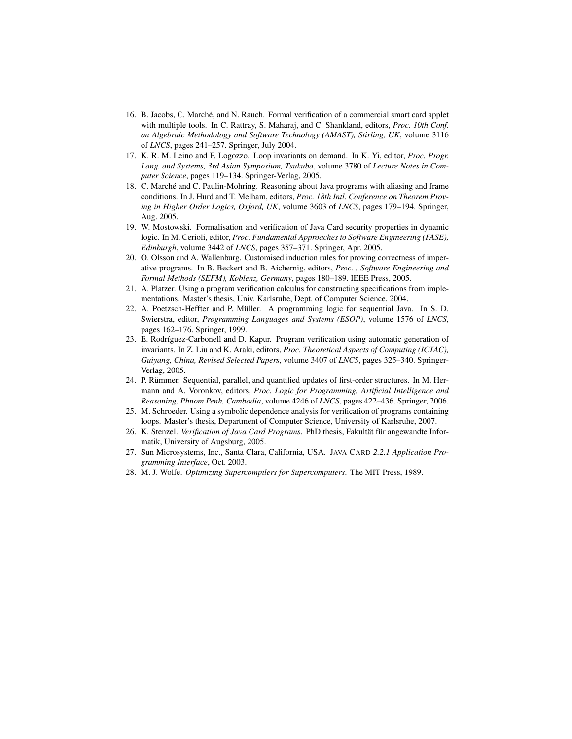16. B. Jacobs, C. Marché, and N. Rauch. Formal verification of a commercial smart card applet with multiple tools. In C. Rattray, S. Maharaj, and C. Shankland, editors, *Proc. 10th Conf. on Algebraic Methodology and Software Technology (AMAST), Stirling, UK*, volume 3116 of *LNCS*, pages 241–257. Springer, July 2004.
17. K. R. M. Leino and F. Logozzo. Loop invariants on demand. In K. Yi, editor, *Proc. Progr. Lang. and Systems, 3rd Asian Symposium, Tsukuba*, volume 3780 of *Lecture Notes in Computer Science*, pages 119–134. Springer-Verlag, 2005.
18. C. Marché and C. Paulin-Mohring. Reasoning about Java programs with aliasing and frame conditions. In J. Hurd and T. Melham, editors, *Proc. 18th Intl. Conference on Theorem Proving in Higher Order Logics, Oxford, UK*, volume 3603 of *LNCS*, pages 179–194. Springer, Aug. 2005.
19. W. Mostowski. Formalisation and verification of Java Card security properties in dynamic logic. In M. Cerioli, editor, *Proc. Fundamental Approaches to Software Engineering (FASE), Edinburgh*, volume 3442 of *LNCS*, pages 357–371. Springer, Apr. 2005.
20. O. Olsson and A. Wallenburg. Customised induction rules for proving correctness of imperative programs. In B. Beckert and B. Aichernig, editors, *Proc. , Software Engineering and Formal Methods (SEFM), Koblenz, Germany*, pages 180–189. IEEE Press, 2005.
21. A. Platzer. Using a program verification calculus for constructing specifications from implementations. Master's thesis, Univ. Karlsruhe, Dept. of Computer Science, 2004.
22. A. Poetzsch-Heffter and P. Müller. A programming logic for sequential Java. In S. D. Swierstra, editor, *Programming Languages and Systems (ESOP)*, volume 1576 of *LNCS*, pages 162–176. Springer, 1999.
23. E. Rodríguez-Carbonell and D. Kapur. Program verification using automatic generation of invariants. In Z. Liu and K. Araki, editors, *Proc. Theoretical Aspects of Computing (ICTAC), Guiyang, China, Revised Selected Papers*, volume 3407 of *LNCS*, pages 325–340. Springer-Verlag, 2005.
24. P. Rümmer. Sequential, parallel, and quantified updates of first-order structures. In M. Hermann and A. Voronkov, editors, *Proc. Logic for Programming, Artificial Intelligence and Reasoning, Phnom Penh, Cambodia*, volume 4246 of *LNCS*, pages 422–436. Springer, 2006.
25. M. Schroeder. Using a symbolic dependence analysis for verification of programs containing loops. Master's thesis, Department of Computer Science, University of Karlsruhe, 2007.
26. K. Stenzel. *Verification of Java Card Programs*. PhD thesis, Fakultät für angewandte Informatik, University of Augsburg, 2005.
27. Sun Microsystems, Inc., Santa Clara, California, USA. JAVA CARD *2.2.1 Application Programming Interface*, Oct. 2003.
28. M. J. Wolfe. *Optimizing Supercompilers for Supercomputers*. The MIT Press, 1989.